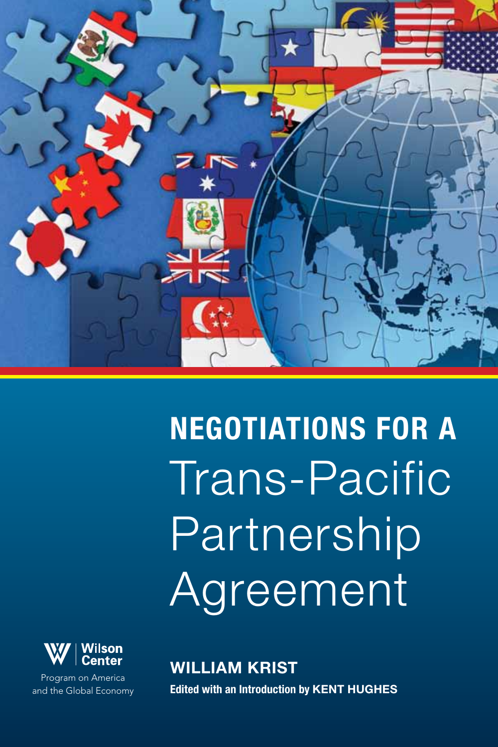# NEGOTIATIONS FOR A Trans-Pacific Partnership Agreement

**WILLIAM KRIST**

**Edited with an Introduction by KENT HUGHES**

Wilson Center

Program on America and the Global Economy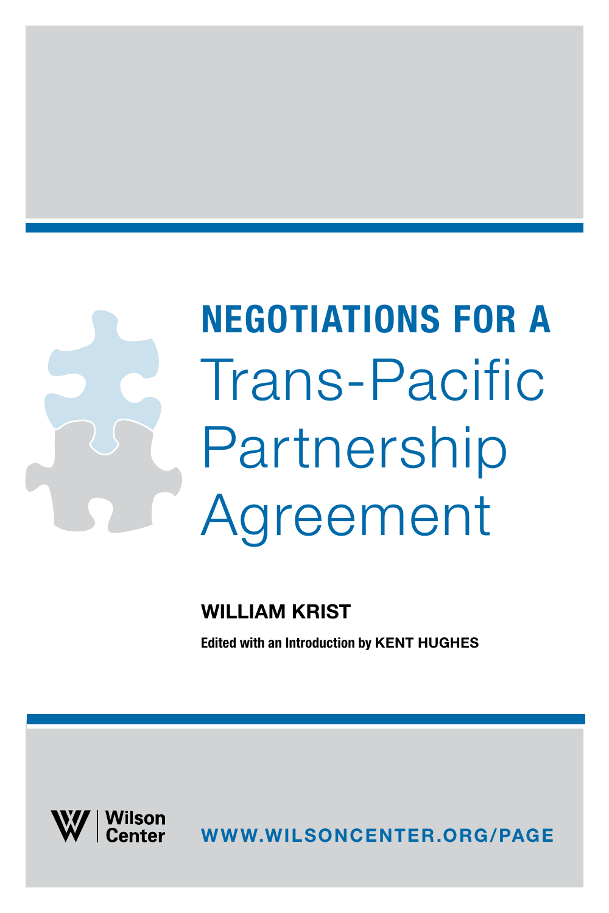# NEGOTIATIONS FOR A Trans-Pacific Partnership Agreement

**WILLIAM KRIST**

**Edited with an Introduction by KENT HUGHES**

Wilson Center

**WWW.WILSONCENTER.ORG/PAGE**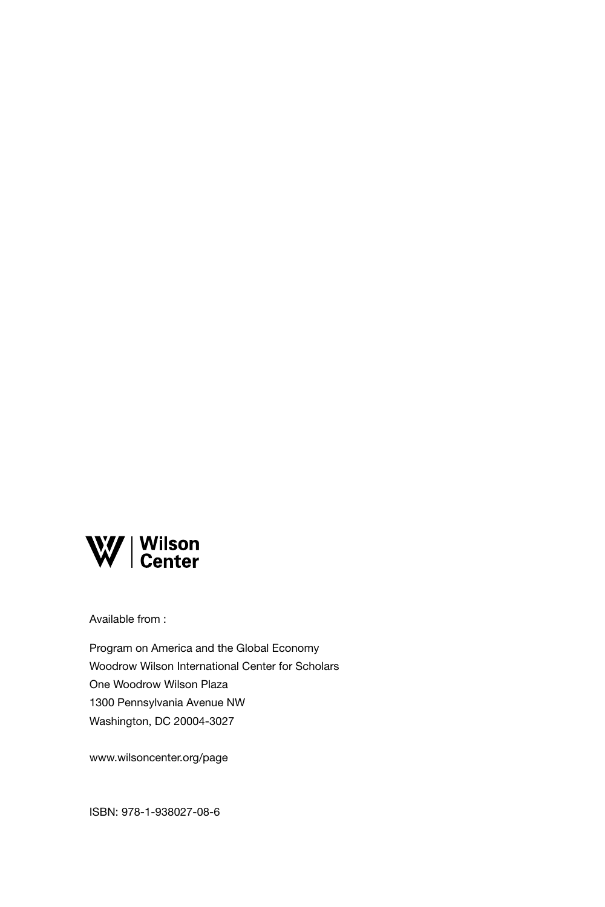Wilson Center

Available from :

Program on America and the Global Economy
Woodrow Wilson International Center for Scholars
One Woodrow Wilson Plaza
1300 Pennsylvania Avenue NW
Washington, DC 20004-3027

www.wilsoncenter.org/page

ISBN: 978-1-938027-08-6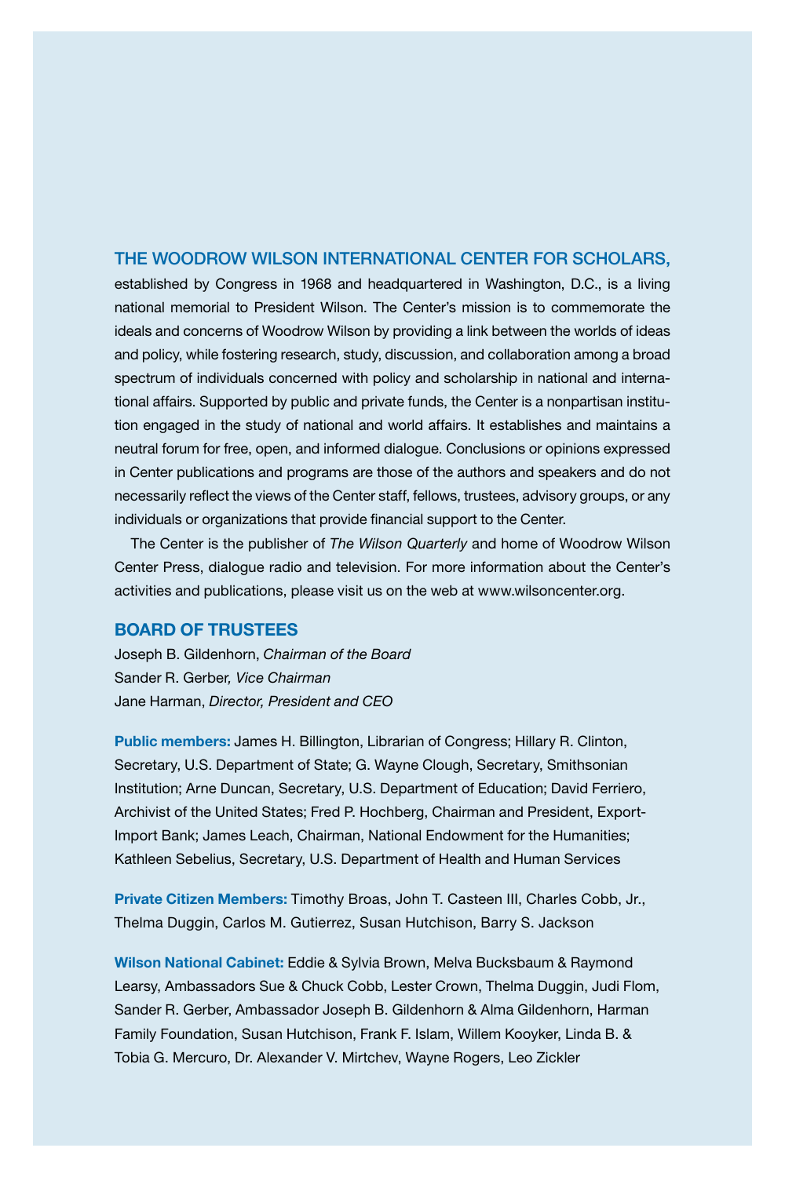**THE WOODROW WILSON INTERNATIONAL CENTER FOR SCHOLARS,** established by Congress in 1968 and headquartered in Washington, D.C., is a living national memorial to President Wilson. The Center's mission is to commemorate the ideals and concerns of Woodrow Wilson by providing a link between the worlds of ideas and policy, while fostering research, study, discussion, and collaboration among a broad spectrum of individuals concerned with policy and scholarship in national and international affairs. Supported by public and private funds, the Center is a nonpartisan institution engaged in the study of national and world affairs. It establishes and maintains a neutral forum for free, open, and informed dialogue. Conclusions or opinions expressed in Center publications and programs are those of the authors and speakers and do not necessarily reflect the views of the Center staff, fellows, trustees, advisory groups, or any individuals or organizations that provide financial support to the Center.

The Center is the publisher of *The Wilson Quarterly* and home of Woodrow Wilson Center Press, dialogue radio and television. For more information about the Center's activities and publications, please visit us on the web at www.wilsoncenter.org.

## BOARD OF TRUSTEES

Joseph B. Gildenhorn, *Chairman of the Board*
Sander R. Gerber, *Vice Chairman*
Jane Harman, *Director, President and CEO*

**Public members:** James H. Billington, Librarian of Congress; Hillary R. Clinton, Secretary, U.S. Department of State; G. Wayne Clough, Secretary, Smithsonian Institution; Arne Duncan, Secretary, U.S. Department of Education; David Ferriero, Archivist of the United States; Fred P. Hochberg, Chairman and President, Export-Import Bank; James Leach, Chairman, National Endowment for the Humanities; Kathleen Sebelius, Secretary, U.S. Department of Health and Human Services

**Private Citizen Members:** Timothy Broas, John T. Casteen III, Charles Cobb, Jr., Thelma Duggin, Carlos M. Gutierrez, Susan Hutchison, Barry S. Jackson

**Wilson National Cabinet:** Eddie & Sylvia Brown, Melva Bucksbaum & Raymond Learsy, Ambassadors Sue & Chuck Cobb, Lester Crown, Thelma Duggin, Judi Flom, Sander R. Gerber, Ambassador Joseph B. Gildenhorn & Alma Gildenhorn, Harman Family Foundation, Susan Hutchison, Frank F. Islam, Willem Kooyker, Linda B. & Tobia G. Mercuro, Dr. Alexander V. Mirtchev, Wayne Rogers, Leo Zickler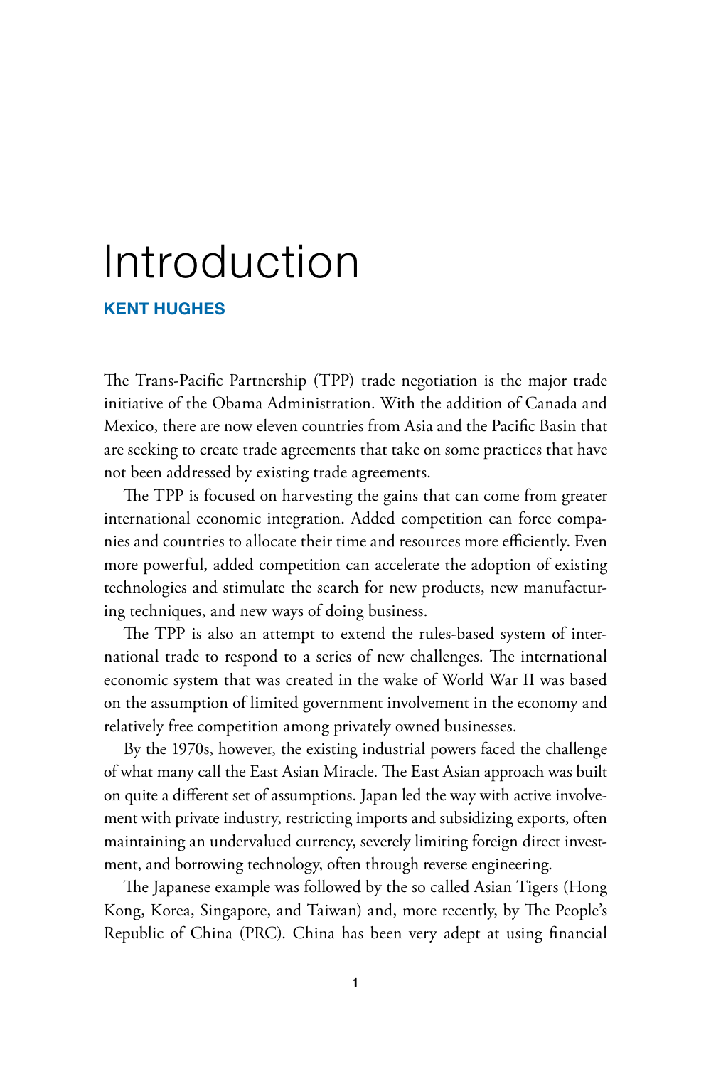# Introduction

**KENT HUGHES**

The Trans-Pacific Partnership (TPP) trade negotiation is the major trade initiative of the Obama Administration. With the addition of Canada and Mexico, there are now eleven countries from Asia and the Pacific Basin that are seeking to create trade agreements that take on some practices that have not been addressed by existing trade agreements.

The TPP is focused on harvesting the gains that can come from greater international economic integration. Added competition can force companies and countries to allocate their time and resources more efficiently. Even more powerful, added competition can accelerate the adoption of existing technologies and stimulate the search for new products, new manufacturing techniques, and new ways of doing business.

The TPP is also an attempt to extend the rules-based system of international trade to respond to a series of new challenges. The international economic system that was created in the wake of World War II was based on the assumption of limited government involvement in the economy and relatively free competition among privately owned businesses.

By the 1970s, however, the existing industrial powers faced the challenge of what many call the East Asian Miracle. The East Asian approach was built on quite a different set of assumptions. Japan led the way with active involvement with private industry, restricting imports and subsidizing exports, often maintaining an undervalued currency, severely limiting foreign direct investment, and borrowing technology, often through reverse engineering.

The Japanese example was followed by the so called Asian Tigers (Hong Kong, Korea, Singapore, and Taiwan) and, more recently, by The People's Republic of China (PRC). China has been very adept at using financial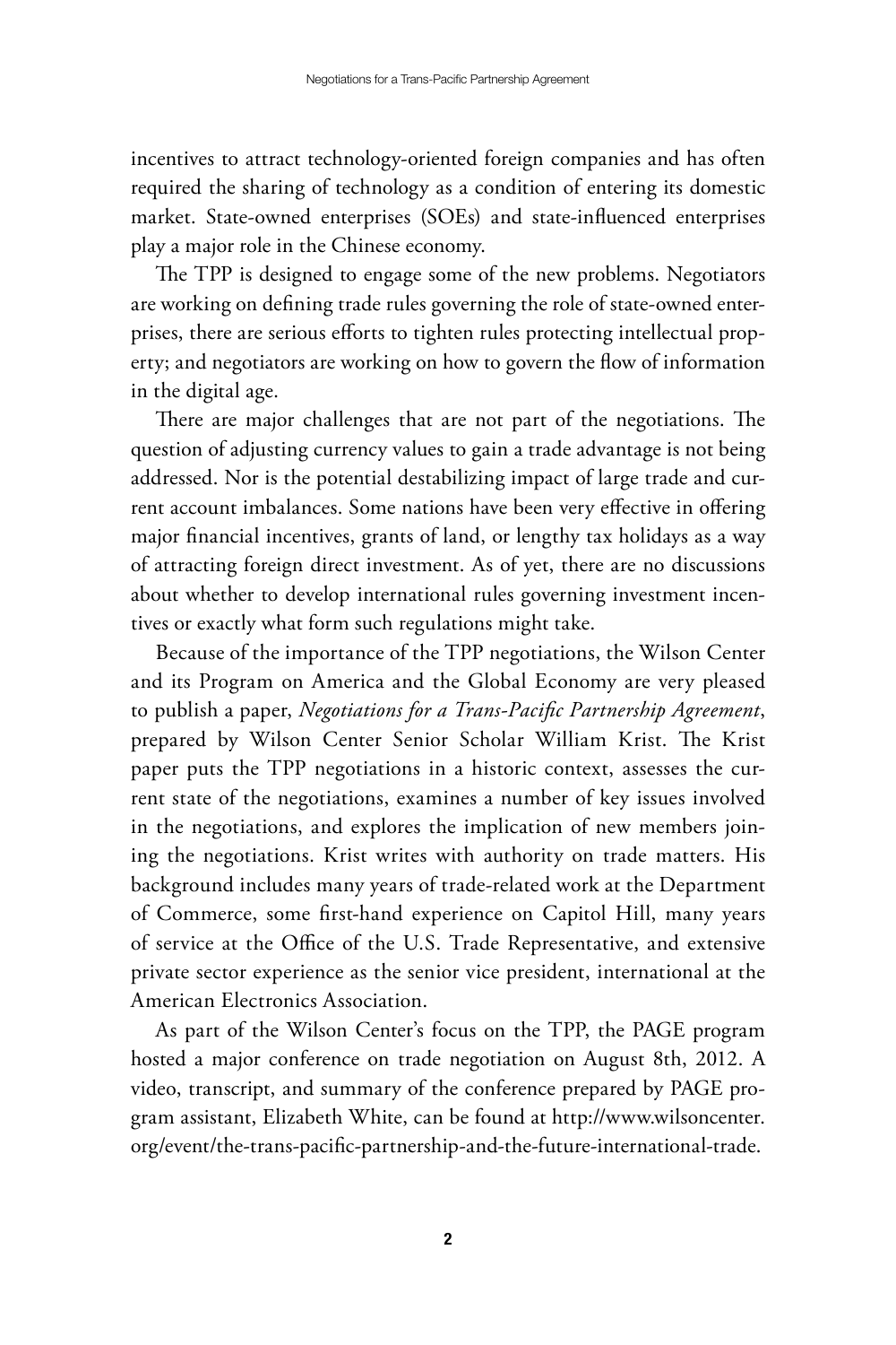incentives to attract technology-oriented foreign companies and has often required the sharing of technology as a condition of entering its domestic market. State-owned enterprises (SOEs) and state-influenced enterprises play a major role in the Chinese economy.

The TPP is designed to engage some of the new problems. Negotiators are working on defining trade rules governing the role of state-owned enterprises, there are serious efforts to tighten rules protecting intellectual property; and negotiators are working on how to govern the flow of information in the digital age.

There are major challenges that are not part of the negotiations. The question of adjusting currency values to gain a trade advantage is not being addressed. Nor is the potential destabilizing impact of large trade and current account imbalances. Some nations have been very effective in offering major financial incentives, grants of land, or lengthy tax holidays as a way of attracting foreign direct investment. As of yet, there are no discussions about whether to develop international rules governing investment incentives or exactly what form such regulations might take.

Because of the importance of the TPP negotiations, the Wilson Center and its Program on America and the Global Economy are very pleased to publish a paper, *Negotiations for a Trans-Pacific Partnership Agreement*, prepared by Wilson Center Senior Scholar William Krist. The Krist paper puts the TPP negotiations in a historic context, assesses the current state of the negotiations, examines a number of key issues involved in the negotiations, and explores the implication of new members joining the negotiations. Krist writes with authority on trade matters. His background includes many years of trade-related work at the Department of Commerce, some first-hand experience on Capitol Hill, many years of service at the Office of the U.S. Trade Representative, and extensive private sector experience as the senior vice president, international at the American Electronics Association.

As part of the Wilson Center's focus on the TPP, the PAGE program hosted a major conference on trade negotiation on August 8th, 2012. A video, transcript, and summary of the conference prepared by PAGE program assistant, Elizabeth White, can be found at http://www.wilsoncenter.org/event/the-trans-pacific-partnership-and-the-future-international-trade.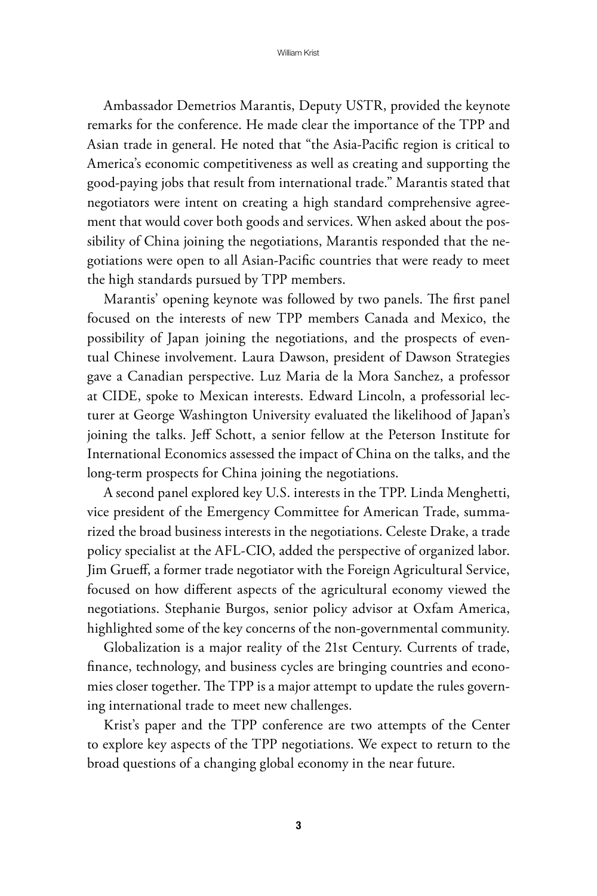Ambassador Demetrios Marantis, Deputy USTR, provided the keynote remarks for the conference. He made clear the importance of the TPP and Asian trade in general. He noted that "the Asia-Pacific region is critical to America's economic competitiveness as well as creating and supporting the good-paying jobs that result from international trade." Marantis stated that negotiators were intent on creating a high standard comprehensive agreement that would cover both goods and services. When asked about the possibility of China joining the negotiations, Marantis responded that the negotiations were open to all Asian-Pacific countries that were ready to meet the high standards pursued by TPP members.

Marantis' opening keynote was followed by two panels. The first panel focused on the interests of new TPP members Canada and Mexico, the possibility of Japan joining the negotiations, and the prospects of eventual Chinese involvement. Laura Dawson, president of Dawson Strategies gave a Canadian perspective. Luz Maria de la Mora Sanchez, a professor at CIDE, spoke to Mexican interests. Edward Lincoln, a professorial lecturer at George Washington University evaluated the likelihood of Japan's joining the talks. Jeff Schott, a senior fellow at the Peterson Institute for International Economics assessed the impact of China on the talks, and the long-term prospects for China joining the negotiations.

A second panel explored key U.S. interests in the TPP. Linda Menghetti, vice president of the Emergency Committee for American Trade, summarized the broad business interests in the negotiations. Celeste Drake, a trade policy specialist at the AFL-CIO, added the perspective of organized labor. Jim Grueff, a former trade negotiator with the Foreign Agricultural Service, focused on how different aspects of the agricultural economy viewed the negotiations. Stephanie Burgos, senior policy advisor at Oxfam America, highlighted some of the key concerns of the non-governmental community.

Globalization is a major reality of the 21st Century. Currents of trade, finance, technology, and business cycles are bringing countries and economies closer together. The TPP is a major attempt to update the rules governing international trade to meet new challenges.

Krist's paper and the TPP conference are two attempts of the Center to explore key aspects of the TPP negotiations. We expect to return to the broad questions of a changing global economy in the near future.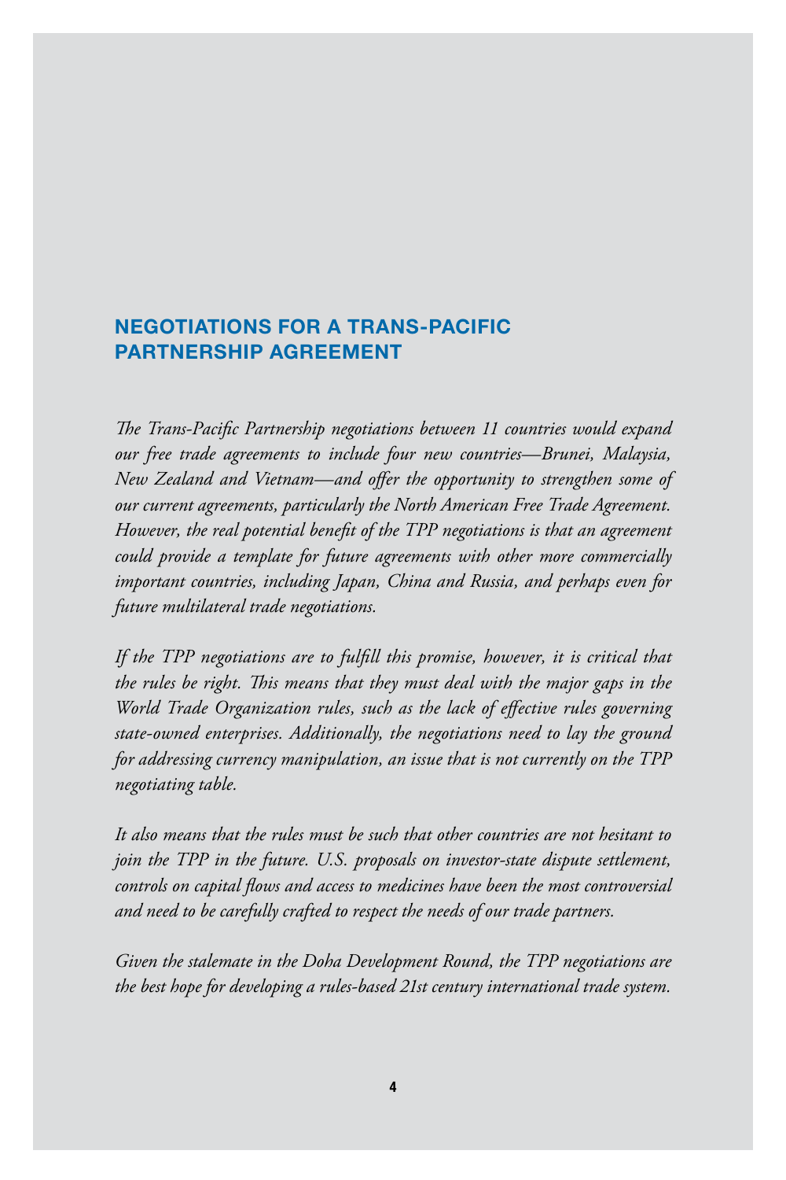## NEGOTIATIONS FOR A TRANS-PACIFIC PARTNERSHIP AGREEMENT

*The Trans-Pacific Partnership negotiations between 11 countries would expand our free trade agreements to include four new countries—Brunei, Malaysia, New Zealand and Vietnam—and offer the opportunity to strengthen some of our current agreements, particularly the North American Free Trade Agreement. However, the real potential benefit of the TPP negotiations is that an agreement could provide a template for future agreements with other more commercially important countries, including Japan, China and Russia, and perhaps even for future multilateral trade negotiations.*

*If the TPP negotiations are to fulfill this promise, however, it is critical that the rules be right. This means that they must deal with the major gaps in the World Trade Organization rules, such as the lack of effective rules governing state-owned enterprises. Additionally, the negotiations need to lay the ground for addressing currency manipulation, an issue that is not currently on the TPP negotiating table.*

*It also means that the rules must be such that other countries are not hesitant to join the TPP in the future. U.S. proposals on investor-state dispute settlement, controls on capital flows and access to medicines have been the most controversial and need to be carefully crafted to respect the needs of our trade partners.*

*Given the stalemate in the Doha Development Round, the TPP negotiations are the best hope for developing a rules-based 21st century international trade system.*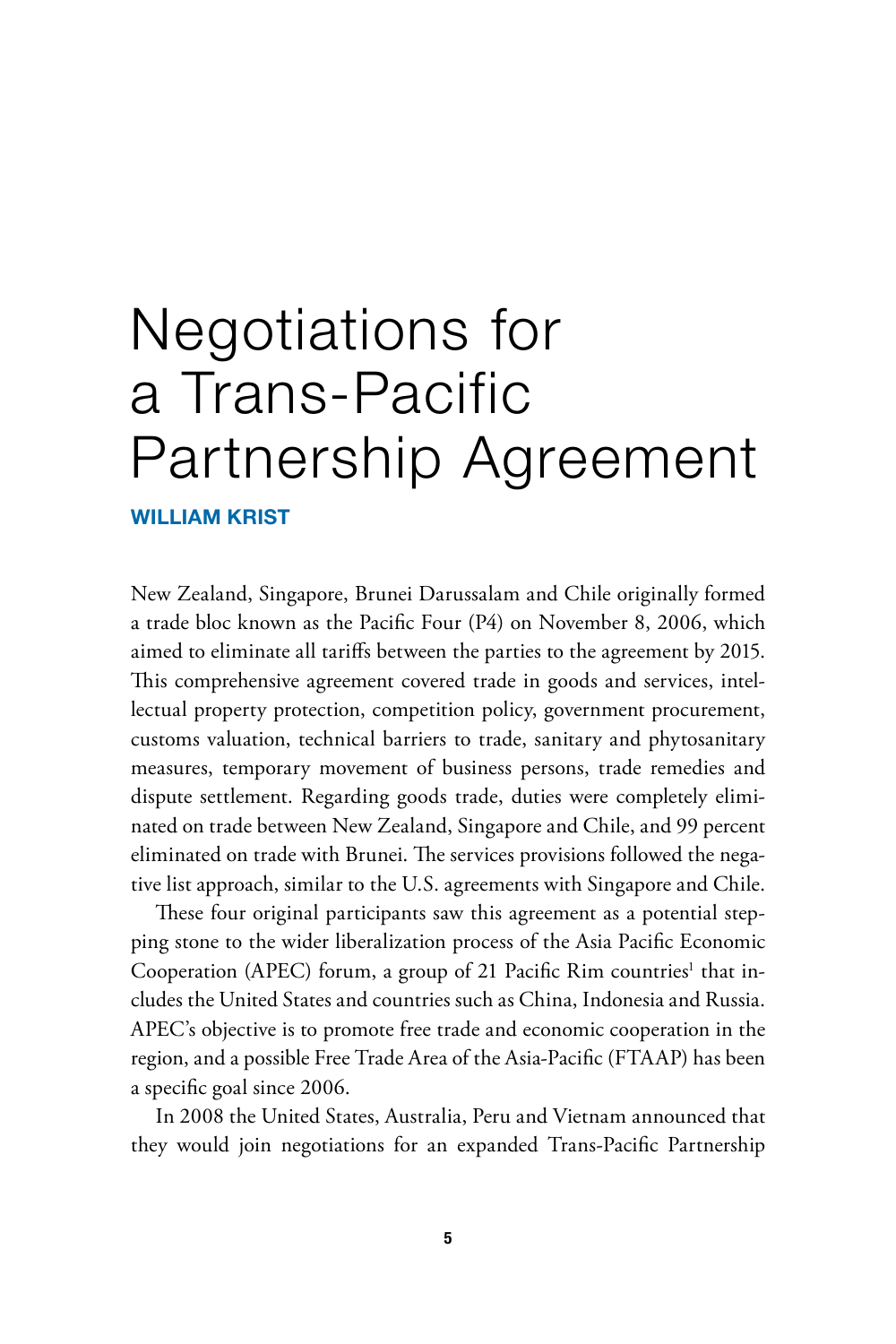# Negotiations for a Trans-Pacific Partnership Agreement

**WILLIAM KRIST**

New Zealand, Singapore, Brunei Darussalam and Chile originally formed a trade bloc known as the Pacific Four (P4) on November 8, 2006, which aimed to eliminate all tariffs between the parties to the agreement by 2015. This comprehensive agreement covered trade in goods and services, intellectual property protection, competition policy, government procurement, customs valuation, technical barriers to trade, sanitary and phytosanitary measures, temporary movement of business persons, trade remedies and dispute settlement. Regarding goods trade, duties were completely eliminated on trade between New Zealand, Singapore and Chile, and 99 percent eliminated on trade with Brunei. The services provisions followed the negative list approach, similar to the U.S. agreements with Singapore and Chile.

These four original participants saw this agreement as a potential stepping stone to the wider liberalization process of the Asia Pacific Economic Cooperation (APEC) forum, a group of 21 Pacific Rim countries[1] that includes the United States and countries such as China, Indonesia and Russia. APEC's objective is to promote free trade and economic cooperation in the region, and a possible Free Trade Area of the Asia-Pacific (FTAAP) has been a specific goal since 2006.

In 2008 the United States, Australia, Peru and Vietnam announced that they would join negotiations for an expanded Trans-Pacific Partnership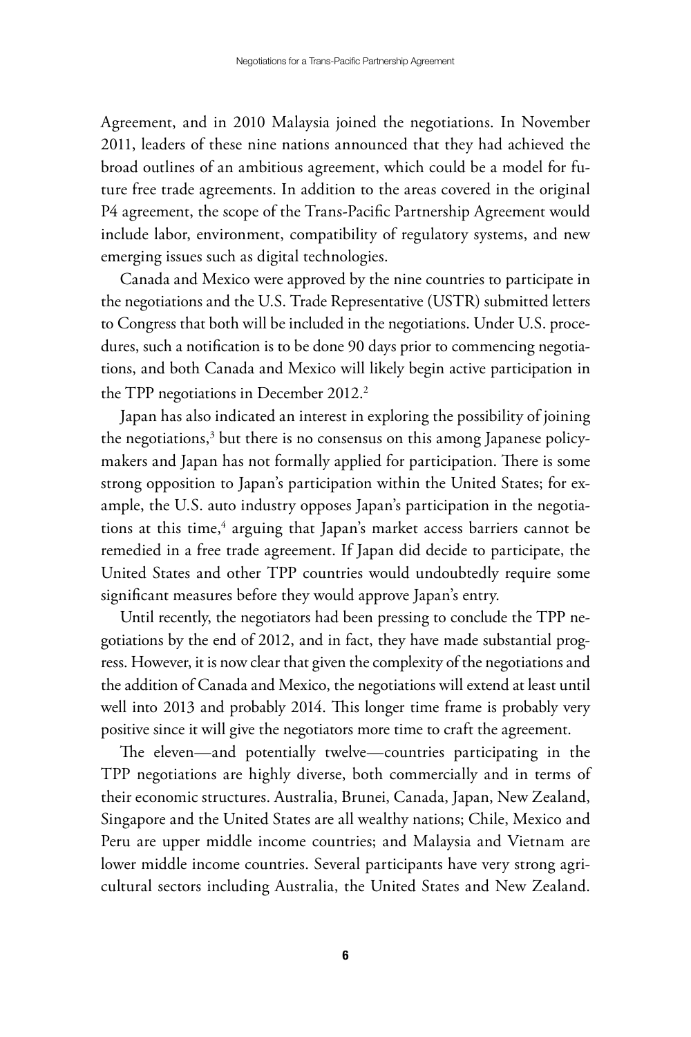Agreement, and in 2010 Malaysia joined the negotiations. In November 2011, leaders of these nine nations announced that they had achieved the broad outlines of an ambitious agreement, which could be a model for future free trade agreements. In addition to the areas covered in the original P4 agreement, the scope of the Trans-Pacific Partnership Agreement would include labor, environment, compatibility of regulatory systems, and new emerging issues such as digital technologies.

Canada and Mexico were approved by the nine countries to participate in the negotiations and the U.S. Trade Representative (USTR) submitted letters to Congress that both will be included in the negotiations. Under U.S. procedures, such a notification is to be done 90 days prior to commencing negotiations, and both Canada and Mexico will likely begin active participation in the TPP negotiations in December 2012.[2]

Japan has also indicated an interest in exploring the possibility of joining the negotiations,[3] but there is no consensus on this among Japanese policymakers and Japan has not formally applied for participation. There is some strong opposition to Japan's participation within the United States; for example, the U.S. auto industry opposes Japan's participation in the negotiations at this time,[4] arguing that Japan's market access barriers cannot be remedied in a free trade agreement. If Japan did decide to participate, the United States and other TPP countries would undoubtedly require some significant measures before they would approve Japan's entry.

Until recently, the negotiators had been pressing to conclude the TPP negotiations by the end of 2012, and in fact, they have made substantial progress. However, it is now clear that given the complexity of the negotiations and the addition of Canada and Mexico, the negotiations will extend at least until well into 2013 and probably 2014. This longer time frame is probably very positive since it will give the negotiators more time to craft the agreement.

The eleven—and potentially twelve—countries participating in the TPP negotiations are highly diverse, both commercially and in terms of their economic structures. Australia, Brunei, Canada, Japan, New Zealand, Singapore and the United States are all wealthy nations; Chile, Mexico and Peru are upper middle income countries; and Malaysia and Vietnam are lower middle income countries. Several participants have very strong agricultural sectors including Australia, the United States and New Zealand.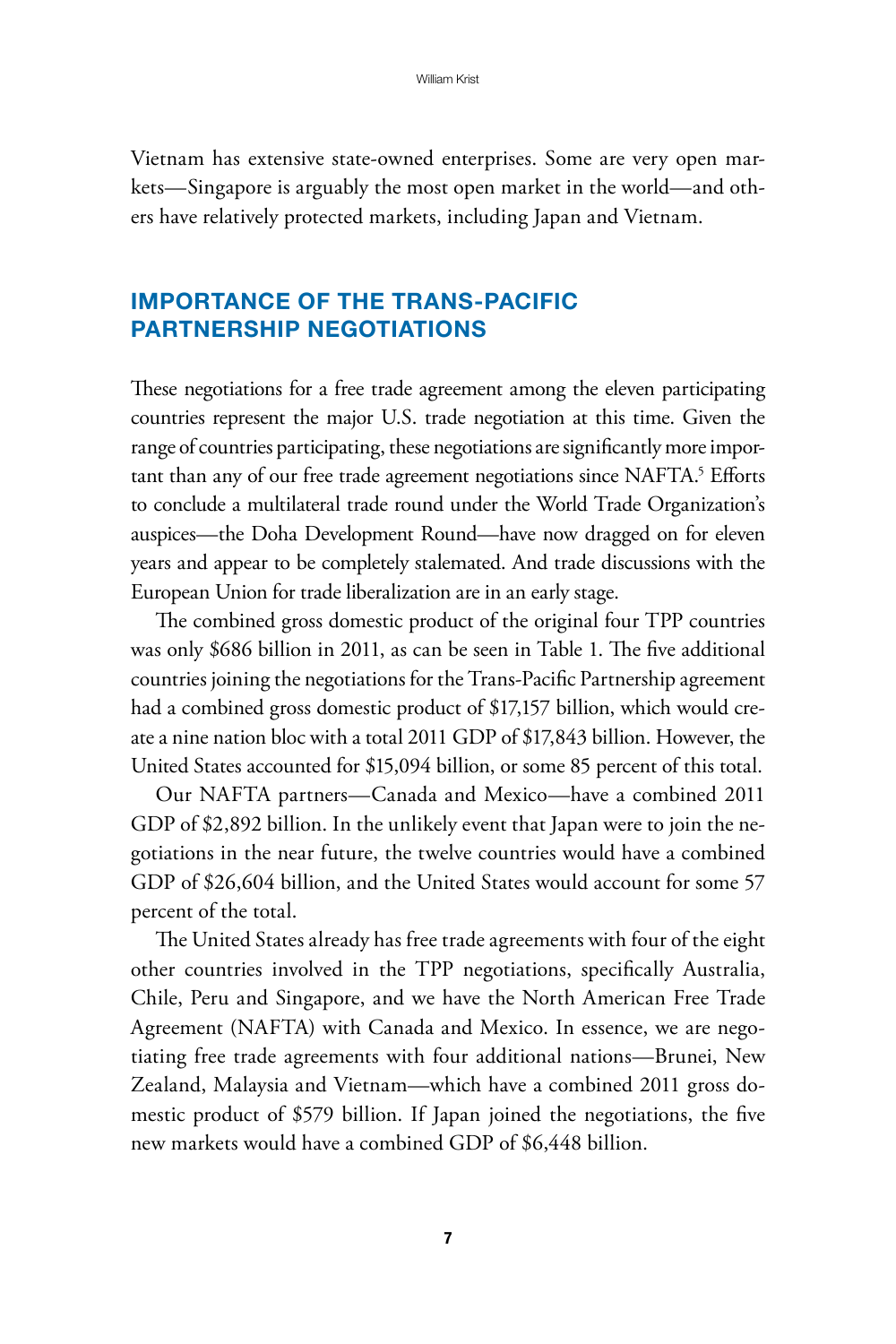Vietnam has extensive state-owned enterprises. Some are very open markets—Singapore is arguably the most open market in the world—and others have relatively protected markets, including Japan and Vietnam.

## IMPORTANCE OF THE TRANS-PACIFIC PARTNERSHIP NEGOTIATIONS

These negotiations for a free trade agreement among the eleven participating countries represent the major U.S. trade negotiation at this time. Given the range of countries participating, these negotiations are significantly more important than any of our free trade agreement negotiations since NAFTA.[5] Efforts to conclude a multilateral trade round under the World Trade Organization's auspices—the Doha Development Round—have now dragged on for eleven years and appear to be completely stalemated. And trade discussions with the European Union for trade liberalization are in an early stage.

The combined gross domestic product of the original four TPP countries was only $686 billion in 2011, as can be seen in Table 1. The five additional countries joining the negotiations for the Trans-Pacific Partnership agreement had a combined gross domestic product of $17,157 billion, which would create a nine nation bloc with a total 2011 GDP of $17,843 billion. However, the United States accounted for $15,094 billion, or some 85 percent of this total.

Our NAFTA partners—Canada and Mexico—have a combined 2011 GDP of $2,892 billion. In the unlikely event that Japan were to join the negotiations in the near future, the twelve countries would have a combined GDP of $26,604 billion, and the United States would account for some 57 percent of the total.

The United States already has free trade agreements with four of the eight other countries involved in the TPP negotiations, specifically Australia, Chile, Peru and Singapore, and we have the North American Free Trade Agreement (NAFTA) with Canada and Mexico. In essence, we are negotiating free trade agreements with four additional nations—Brunei, New Zealand, Malaysia and Vietnam—which have a combined 2011 gross domestic product of $579 billion. If Japan joined the negotiations, the five new markets would have a combined GDP of $6,448 billion.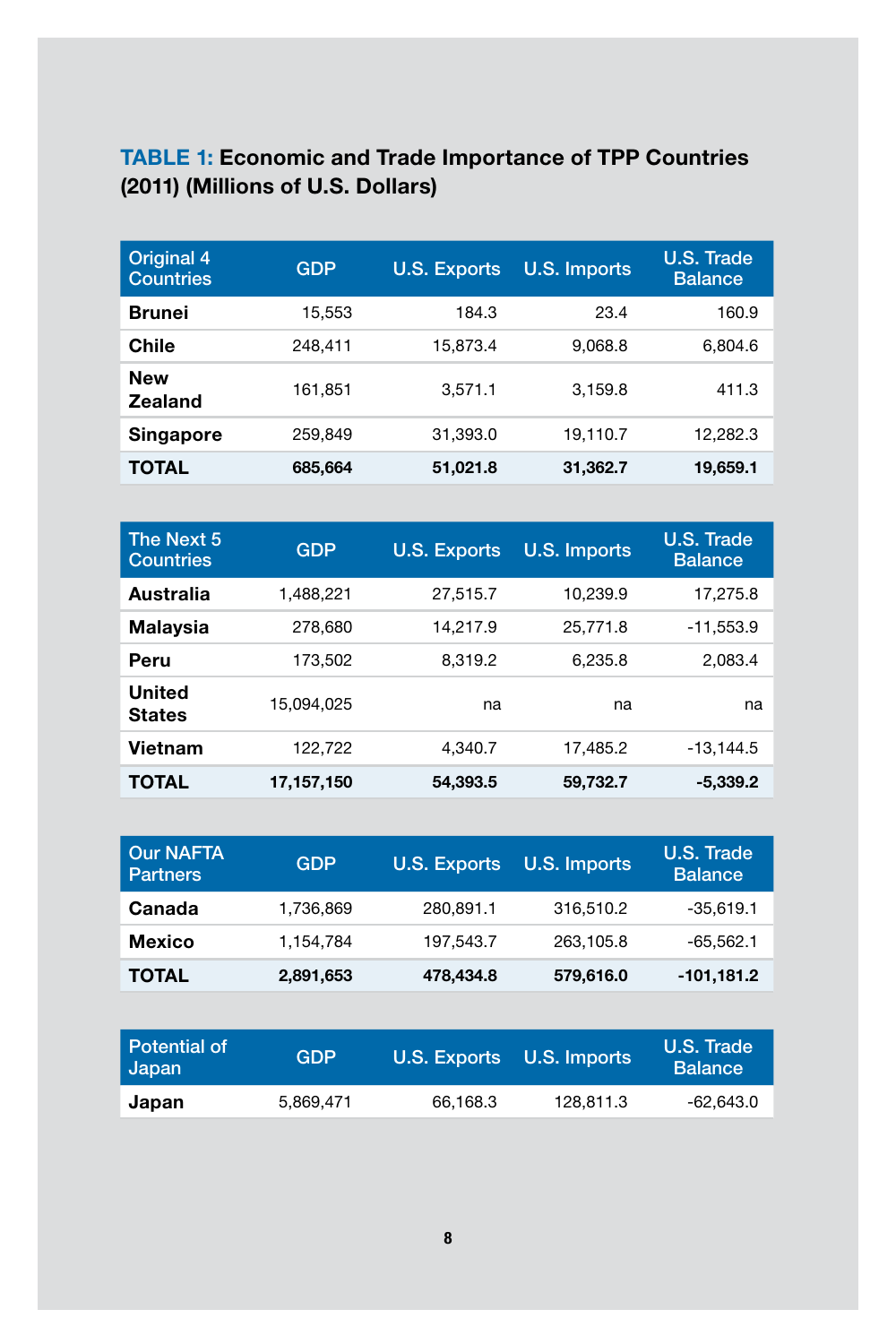**TABLE 1: Economic and Trade Importance of TPP Countries (2011) (Millions of U.S. Dollars)**

| Original 4 Countries | GDP | U.S. Exports | U.S. Imports | U.S. Trade Balance |
|---|---|---|---|---|
| **Brunei** | 15,553 | 184.3 | 23.4 | 160.9 |
| **Chile** | 248,411 | 15,873.4 | 9,068.8 | 6,804.6 |
| **New Zealand** | 161,851 | 3,571.1 | 3,159.8 | 411.3 |
| **Singapore** | 259,849 | 31,393.0 | 19,110.7 | 12,282.3 |
| **TOTAL** | **685,664** | **51,021.8** | **31,362.7** | **19,659.1** |

| The Next 5 Countries | GDP | U.S. Exports | U.S. Imports | U.S. Trade Balance |
|---|---|---|---|---|
| **Australia** | 1,488,221 | 27,515.7 | 10,239.9 | 17,275.8 |
| **Malaysia** | 278,680 | 14,217.9 | 25,771.8 | -11,553.9 |
| **Peru** | 173,502 | 8,319.2 | 6,235.8 | 2,083.4 |
| **United States** | 15,094,025 | na | na | na |
| **Vietnam** | 122,722 | 4,340.7 | 17,485.2 | -13,144.5 |
| **TOTAL** | **17,157,150** | **54,393.5** | **59,732.7** | **-5,339.2** |

| Our NAFTA Partners | GDP | U.S. Exports | U.S. Imports | U.S. Trade Balance |
|---|---|---|---|---|
| **Canada** | 1,736,869 | 280,891.1 | 316,510.2 | -35,619.1 |
| **Mexico** | 1,154,784 | 197,543.7 | 263,105.8 | -65,562.1 |
| **TOTAL** | **2,891,653** | **478,434.8** | **579,616.0** | **-101,181.2** |

| Potential of Japan | GDP | U.S. Exports | U.S. Imports | U.S. Trade Balance |
|---|---|---|---|---|
| **Japan** | 5,869,471 | 66,168.3 | 128,811.3 | -62,643.0 |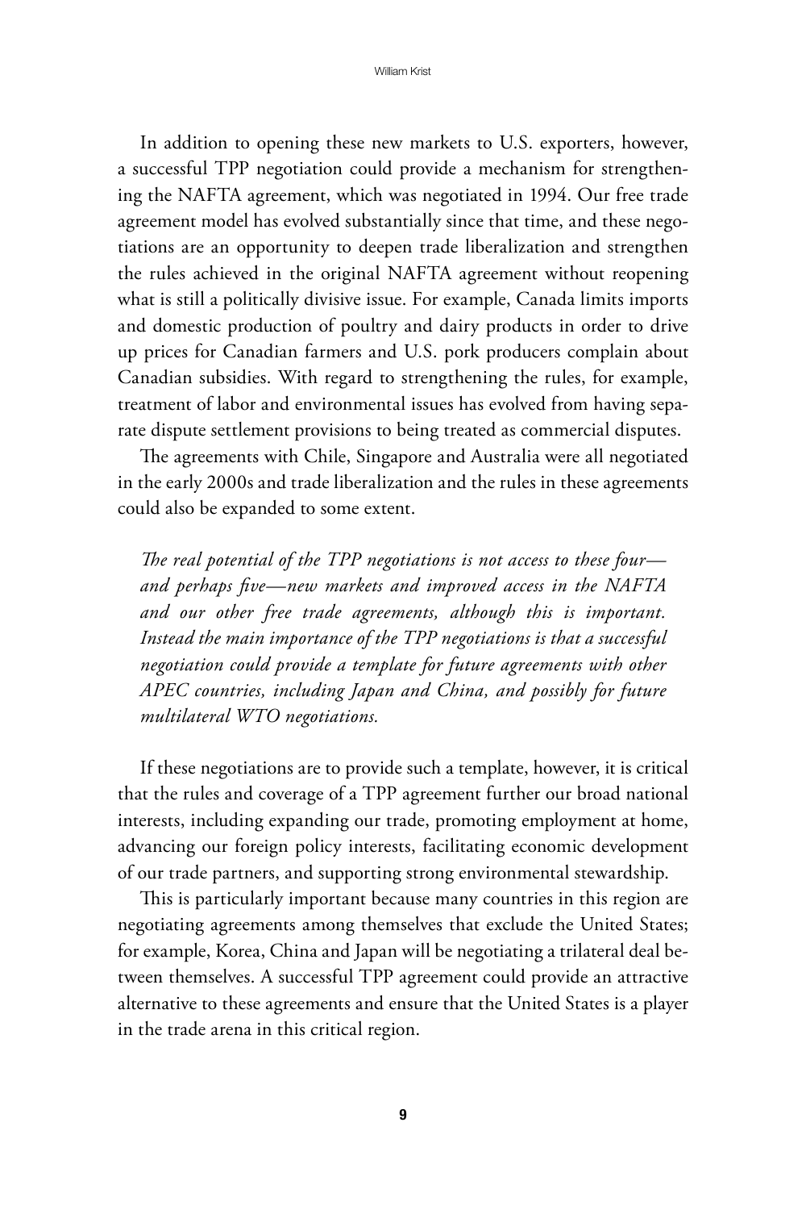In addition to opening these new markets to U.S. exporters, however, a successful TPP negotiation could provide a mechanism for strengthening the NAFTA agreement, which was negotiated in 1994. Our free trade agreement model has evolved substantially since that time, and these negotiations are an opportunity to deepen trade liberalization and strengthen the rules achieved in the original NAFTA agreement without reopening what is still a politically divisive issue. For example, Canada limits imports and domestic production of poultry and dairy products in order to drive up prices for Canadian farmers and U.S. pork producers complain about Canadian subsidies. With regard to strengthening the rules, for example, treatment of labor and environmental issues has evolved from having separate dispute settlement provisions to being treated as commercial disputes.

The agreements with Chile, Singapore and Australia were all negotiated in the early 2000s and trade liberalization and the rules in these agreements could also be expanded to some extent.

*The real potential of the TPP negotiations is not access to these four—and perhaps five—new markets and improved access in the NAFTA and our other free trade agreements, although this is important. Instead the main importance of the TPP negotiations is that a successful negotiation could provide a template for future agreements with other APEC countries, including Japan and China, and possibly for future multilateral WTO negotiations.*

If these negotiations are to provide such a template, however, it is critical that the rules and coverage of a TPP agreement further our broad national interests, including expanding our trade, promoting employment at home, advancing our foreign policy interests, facilitating economic development of our trade partners, and supporting strong environmental stewardship.

This is particularly important because many countries in this region are negotiating agreements among themselves that exclude the United States; for example, Korea, China and Japan will be negotiating a trilateral deal between themselves. A successful TPP agreement could provide an attractive alternative to these agreements and ensure that the United States is a player in the trade arena in this critical region.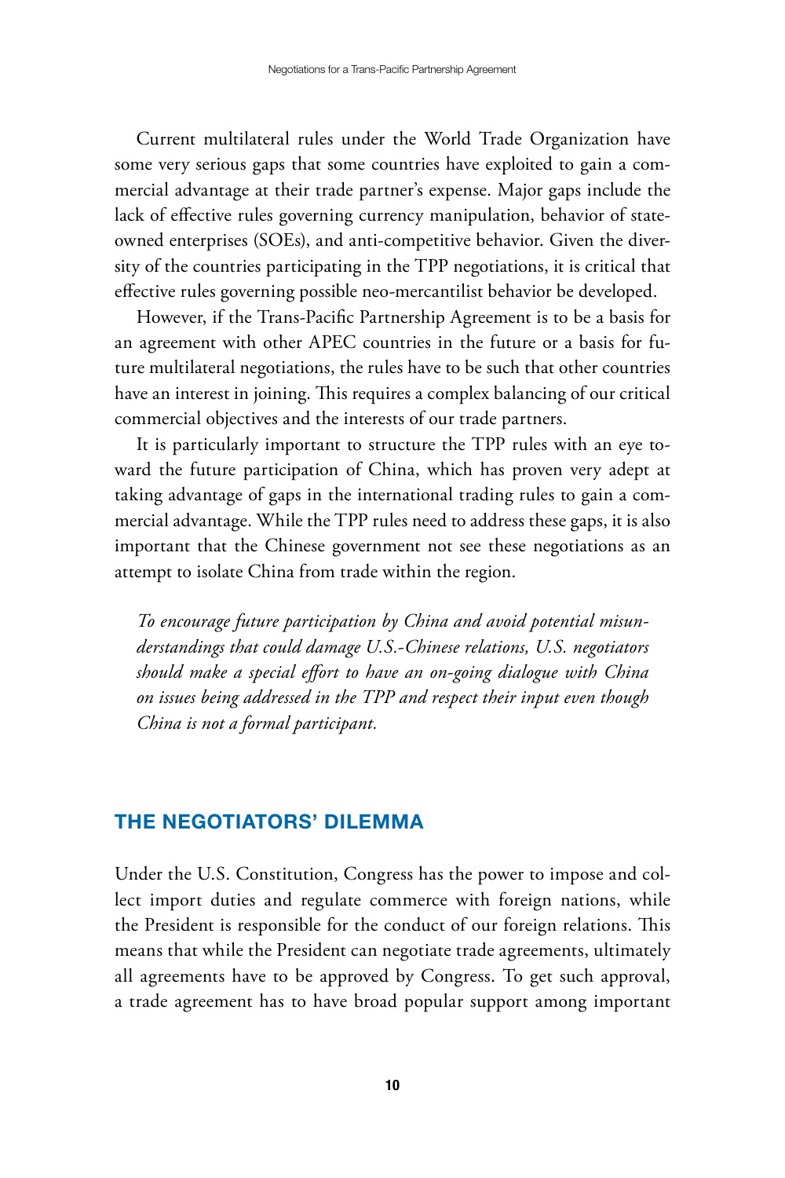Current multilateral rules under the World Trade Organization have some very serious gaps that some countries have exploited to gain a commercial advantage at their trade partner's expense. Major gaps include the lack of effective rules governing currency manipulation, behavior of state-owned enterprises (SOEs), and anti-competitive behavior. Given the diversity of the countries participating in the TPP negotiations, it is critical that effective rules governing possible neo-mercantilist behavior be developed.

However, if the Trans-Pacific Partnership Agreement is to be a basis for an agreement with other APEC countries in the future or a basis for future multilateral negotiations, the rules have to be such that other countries have an interest in joining. This requires a complex balancing of our critical commercial objectives and the interests of our trade partners.

It is particularly important to structure the TPP rules with an eye toward the future participation of China, which has proven very adept at taking advantage of gaps in the international trading rules to gain a commercial advantage. While the TPP rules need to address these gaps, it is also important that the Chinese government not see these negotiations as an attempt to isolate China from trade within the region.

*To encourage future participation by China and avoid potential misunderstandings that could damage U.S.-Chinese relations, U.S. negotiators should make a special effort to have an on-going dialogue with China on issues being addressed in the TPP and respect their input even though China is not a formal participant.*

## THE NEGOTIATORS' DILEMMA

Under the U.S. Constitution, Congress has the power to impose and collect import duties and regulate commerce with foreign nations, while the President is responsible for the conduct of our foreign relations. This means that while the President can negotiate trade agreements, ultimately all agreements have to be approved by Congress. To get such approval, a trade agreement has to have broad popular support among important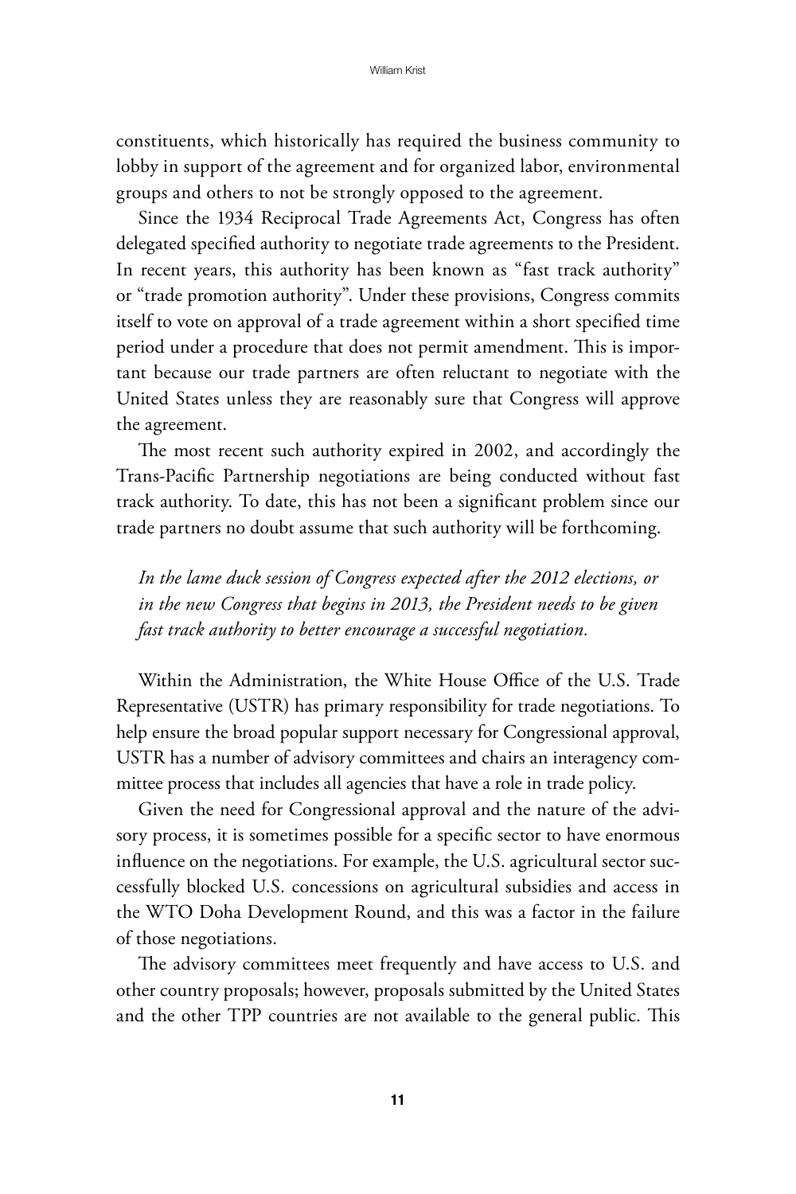constituents, which historically has required the business community to lobby in support of the agreement and for organized labor, environmental groups and others to not be strongly opposed to the agreement.

Since the 1934 Reciprocal Trade Agreements Act, Congress has often delegated specified authority to negotiate trade agreements to the President. In recent years, this authority has been known as "fast track authority" or "trade promotion authority". Under these provisions, Congress commits itself to vote on approval of a trade agreement within a short specified time period under a procedure that does not permit amendment. This is important because our trade partners are often reluctant to negotiate with the United States unless they are reasonably sure that Congress will approve the agreement.

The most recent such authority expired in 2002, and accordingly the Trans-Pacific Partnership negotiations are being conducted without fast track authority. To date, this has not been a significant problem since our trade partners no doubt assume that such authority will be forthcoming.

*In the lame duck session of Congress expected after the 2012 elections, or in the new Congress that begins in 2013, the President needs to be given fast track authority to better encourage a successful negotiation.*

Within the Administration, the White House Office of the U.S. Trade Representative (USTR) has primary responsibility for trade negotiations. To help ensure the broad popular support necessary for Congressional approval, USTR has a number of advisory committees and chairs an interagency committee process that includes all agencies that have a role in trade policy.

Given the need for Congressional approval and the nature of the advisory process, it is sometimes possible for a specific sector to have enormous influence on the negotiations. For example, the U.S. agricultural sector successfully blocked U.S. concessions on agricultural subsidies and access in the WTO Doha Development Round, and this was a factor in the failure of those negotiations.

The advisory committees meet frequently and have access to U.S. and other country proposals; however, proposals submitted by the United States and the other TPP countries are not available to the general public. This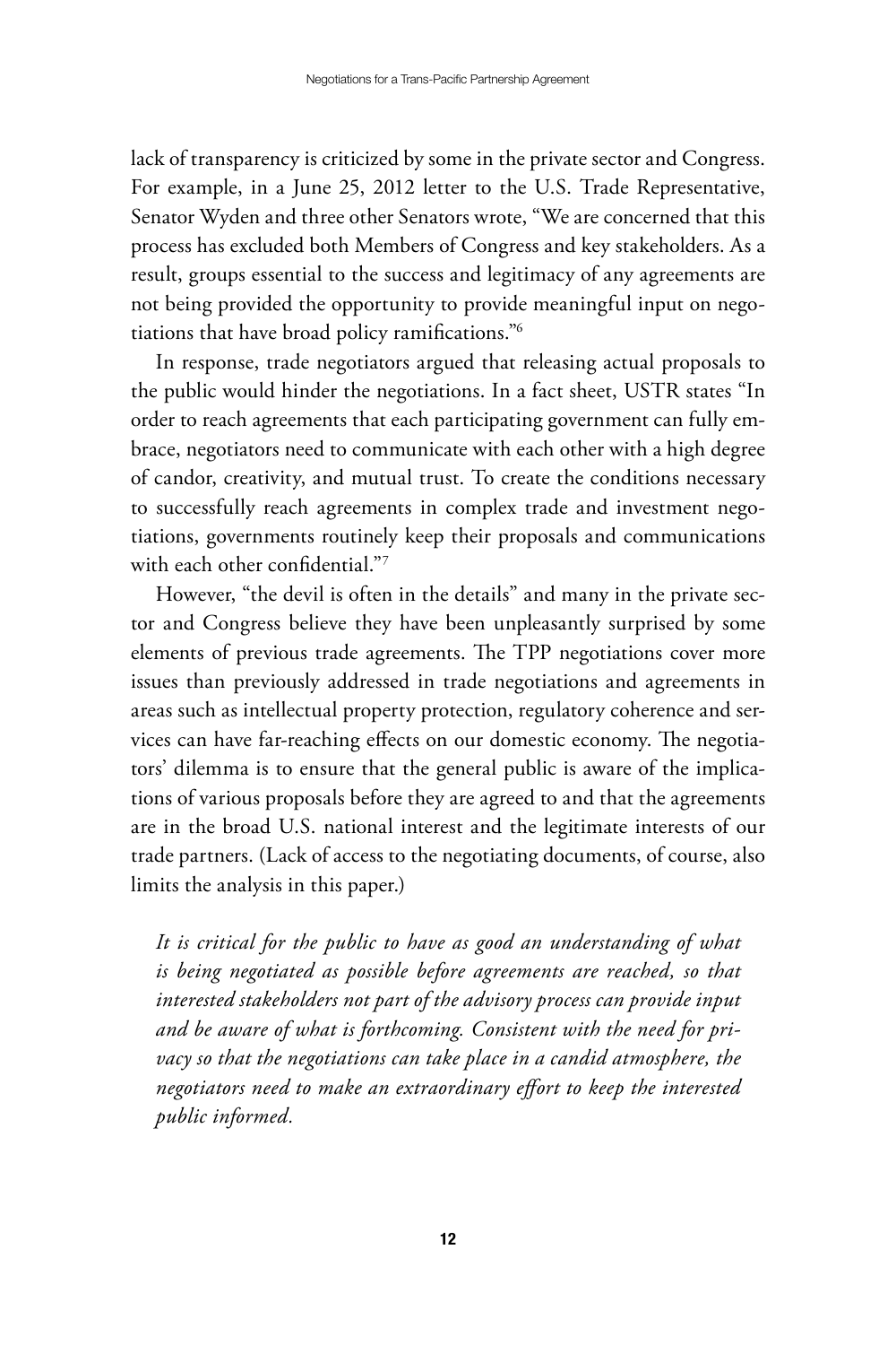lack of transparency is criticized by some in the private sector and Congress. For example, in a June 25, 2012 letter to the U.S. Trade Representative, Senator Wyden and three other Senators wrote, "We are concerned that this process has excluded both Members of Congress and key stakeholders. As a result, groups essential to the success and legitimacy of any agreements are not being provided the opportunity to provide meaningful input on negotiations that have broad policy ramifications."[6]

In response, trade negotiators argued that releasing actual proposals to the public would hinder the negotiations. In a fact sheet, USTR states "In order to reach agreements that each participating government can fully embrace, negotiators need to communicate with each other with a high degree of candor, creativity, and mutual trust. To create the conditions necessary to successfully reach agreements in complex trade and investment negotiations, governments routinely keep their proposals and communications with each other confidential."[7]

However, "the devil is often in the details" and many in the private sector and Congress believe they have been unpleasantly surprised by some elements of previous trade agreements. The TPP negotiations cover more issues than previously addressed in trade negotiations and agreements in areas such as intellectual property protection, regulatory coherence and services can have far-reaching effects on our domestic economy. The negotiators' dilemma is to ensure that the general public is aware of the implications of various proposals before they are agreed to and that the agreements are in the broad U.S. national interest and the legitimate interests of our trade partners. (Lack of access to the negotiating documents, of course, also limits the analysis in this paper.)

*It is critical for the public to have as good an understanding of what is being negotiated as possible before agreements are reached, so that interested stakeholders not part of the advisory process can provide input and be aware of what is forthcoming. Consistent with the need for privacy so that the negotiations can take place in a candid atmosphere, the negotiators need to make an extraordinary effort to keep the interested public informed.*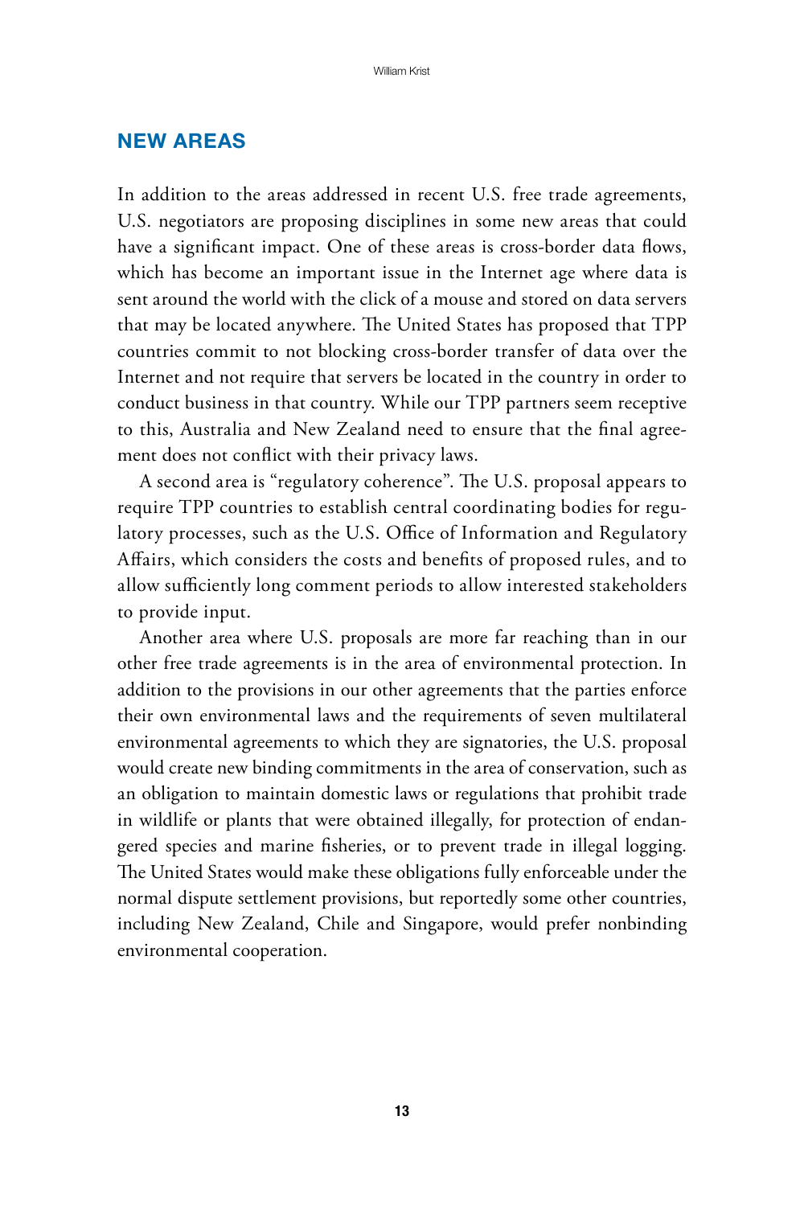## NEW AREAS

In addition to the areas addressed in recent U.S. free trade agreements, U.S. negotiators are proposing disciplines in some new areas that could have a significant impact. One of these areas is cross-border data flows, which has become an important issue in the Internet age where data is sent around the world with the click of a mouse and stored on data servers that may be located anywhere. The United States has proposed that TPP countries commit to not blocking cross-border transfer of data over the Internet and not require that servers be located in the country in order to conduct business in that country. While our TPP partners seem receptive to this, Australia and New Zealand need to ensure that the final agreement does not conflict with their privacy laws.

A second area is "regulatory coherence". The U.S. proposal appears to require TPP countries to establish central coordinating bodies for regulatory processes, such as the U.S. Office of Information and Regulatory Affairs, which considers the costs and benefits of proposed rules, and to allow sufficiently long comment periods to allow interested stakeholders to provide input.

Another area where U.S. proposals are more far reaching than in our other free trade agreements is in the area of environmental protection. In addition to the provisions in our other agreements that the parties enforce their own environmental laws and the requirements of seven multilateral environmental agreements to which they are signatories, the U.S. proposal would create new binding commitments in the area of conservation, such as an obligation to maintain domestic laws or regulations that prohibit trade in wildlife or plants that were obtained illegally, for protection of endangered species and marine fisheries, or to prevent trade in illegal logging. The United States would make these obligations fully enforceable under the normal dispute settlement provisions, but reportedly some other countries, including New Zealand, Chile and Singapore, would prefer nonbinding environmental cooperation.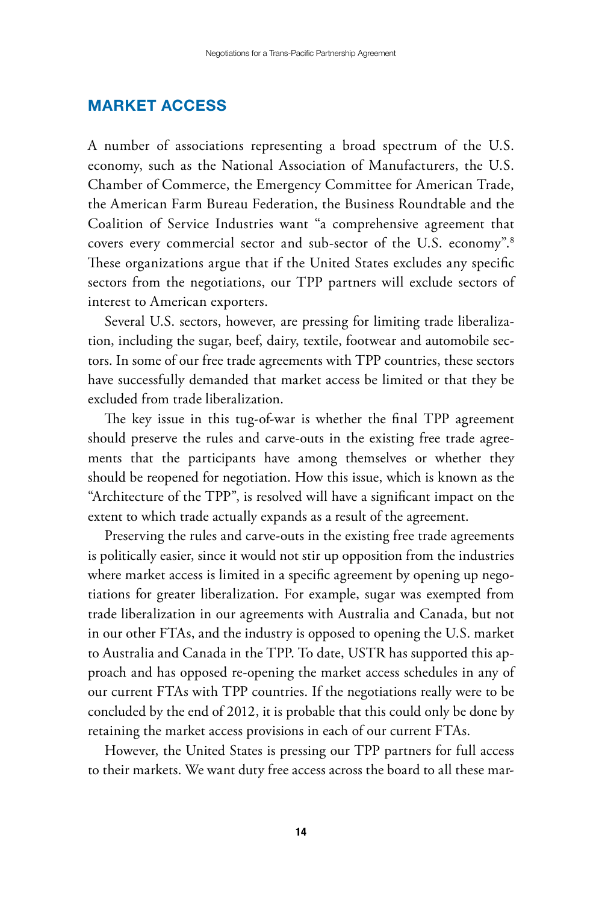## MARKET ACCESS

A number of associations representing a broad spectrum of the U.S. economy, such as the National Association of Manufacturers, the U.S. Chamber of Commerce, the Emergency Committee for American Trade, the American Farm Bureau Federation, the Business Roundtable and the Coalition of Service Industries want "a comprehensive agreement that covers every commercial sector and sub-sector of the U.S. economy".[8] These organizations argue that if the United States excludes any specific sectors from the negotiations, our TPP partners will exclude sectors of interest to American exporters.

Several U.S. sectors, however, are pressing for limiting trade liberalization, including the sugar, beef, dairy, textile, footwear and automobile sectors. In some of our free trade agreements with TPP countries, these sectors have successfully demanded that market access be limited or that they be excluded from trade liberalization.

The key issue in this tug-of-war is whether the final TPP agreement should preserve the rules and carve-outs in the existing free trade agreements that the participants have among themselves or whether they should be reopened for negotiation. How this issue, which is known as the "Architecture of the TPP", is resolved will have a significant impact on the extent to which trade actually expands as a result of the agreement.

Preserving the rules and carve-outs in the existing free trade agreements is politically easier, since it would not stir up opposition from the industries where market access is limited in a specific agreement by opening up negotiations for greater liberalization. For example, sugar was exempted from trade liberalization in our agreements with Australia and Canada, but not in our other FTAs, and the industry is opposed to opening the U.S. market to Australia and Canada in the TPP. To date, USTR has supported this approach and has opposed re-opening the market access schedules in any of our current FTAs with TPP countries. If the negotiations really were to be concluded by the end of 2012, it is probable that this could only be done by retaining the market access provisions in each of our current FTAs.

However, the United States is pressing our TPP partners for full access to their markets. We want duty free access across the board to all these mar-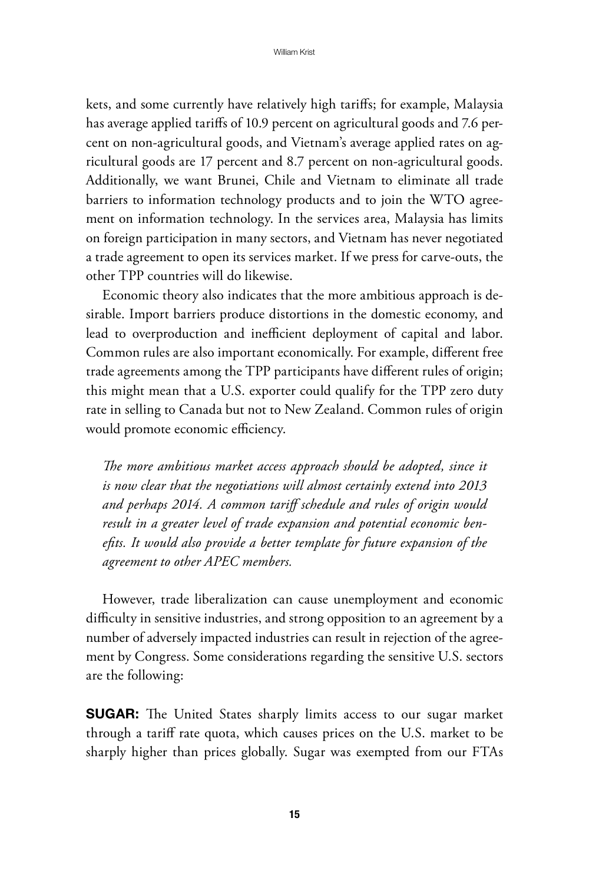kets, and some currently have relatively high tariffs; for example, Malaysia has average applied tariffs of 10.9 percent on agricultural goods and 7.6 percent on non-agricultural goods, and Vietnam's average applied rates on agricultural goods are 17 percent and 8.7 percent on non-agricultural goods. Additionally, we want Brunei, Chile and Vietnam to eliminate all trade barriers to information technology products and to join the WTO agreement on information technology. In the services area, Malaysia has limits on foreign participation in many sectors, and Vietnam has never negotiated a trade agreement to open its services market. If we press for carve-outs, the other TPP countries will do likewise.

Economic theory also indicates that the more ambitious approach is desirable. Import barriers produce distortions in the domestic economy, and lead to overproduction and inefficient deployment of capital and labor. Common rules are also important economically. For example, different free trade agreements among the TPP participants have different rules of origin; this might mean that a U.S. exporter could qualify for the TPP zero duty rate in selling to Canada but not to New Zealand. Common rules of origin would promote economic efficiency.

*The more ambitious market access approach should be adopted, since it is now clear that the negotiations will almost certainly extend into 2013 and perhaps 2014. A common tariff schedule and rules of origin would result in a greater level of trade expansion and potential economic benefits. It would also provide a better template for future expansion of the agreement to other APEC members.*

However, trade liberalization can cause unemployment and economic difficulty in sensitive industries, and strong opposition to an agreement by a number of adversely impacted industries can result in rejection of the agreement by Congress. Some considerations regarding the sensitive U.S. sectors are the following:

**SUGAR:** The United States sharply limits access to our sugar market through a tariff rate quota, which causes prices on the U.S. market to be sharply higher than prices globally. Sugar was exempted from our FTAs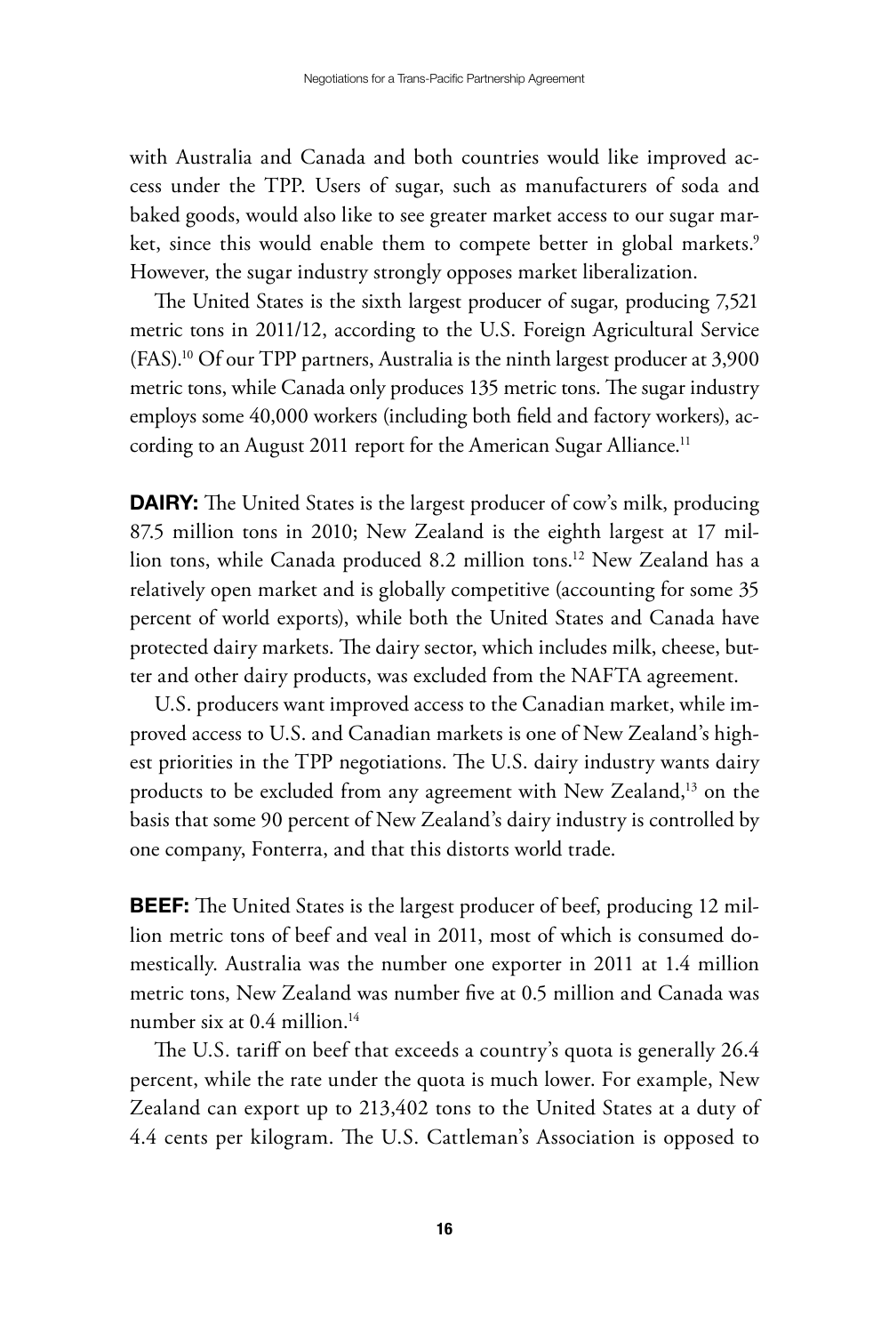with Australia and Canada and both countries would like improved access under the TPP. Users of sugar, such as manufacturers of soda and baked goods, would also like to see greater market access to our sugar market, since this would enable them to compete better in global markets.[9] However, the sugar industry strongly opposes market liberalization.

The United States is the sixth largest producer of sugar, producing 7,521 metric tons in 2011/12, according to the U.S. Foreign Agricultural Service (FAS).[10] Of our TPP partners, Australia is the ninth largest producer at 3,900 metric tons, while Canada only produces 135 metric tons. The sugar industry employs some 40,000 workers (including both field and factory workers), according to an August 2011 report for the American Sugar Alliance.[11]

**DAIRY:** The United States is the largest producer of cow's milk, producing 87.5 million tons in 2010; New Zealand is the eighth largest at 17 million tons, while Canada produced 8.2 million tons.[12] New Zealand has a relatively open market and is globally competitive (accounting for some 35 percent of world exports), while both the United States and Canada have protected dairy markets. The dairy sector, which includes milk, cheese, butter and other dairy products, was excluded from the NAFTA agreement.

U.S. producers want improved access to the Canadian market, while improved access to U.S. and Canadian markets is one of New Zealand's highest priorities in the TPP negotiations. The U.S. dairy industry wants dairy products to be excluded from any agreement with New Zealand,[13] on the basis that some 90 percent of New Zealand's dairy industry is controlled by one company, Fonterra, and that this distorts world trade.

**BEEF:** The United States is the largest producer of beef, producing 12 million metric tons of beef and veal in 2011, most of which is consumed domestically. Australia was the number one exporter in 2011 at 1.4 million metric tons, New Zealand was number five at 0.5 million and Canada was number six at 0.4 million.[14]

The U.S. tariff on beef that exceeds a country's quota is generally 26.4 percent, while the rate under the quota is much lower. For example, New Zealand can export up to 213,402 tons to the United States at a duty of 4.4 cents per kilogram. The U.S. Cattleman's Association is opposed to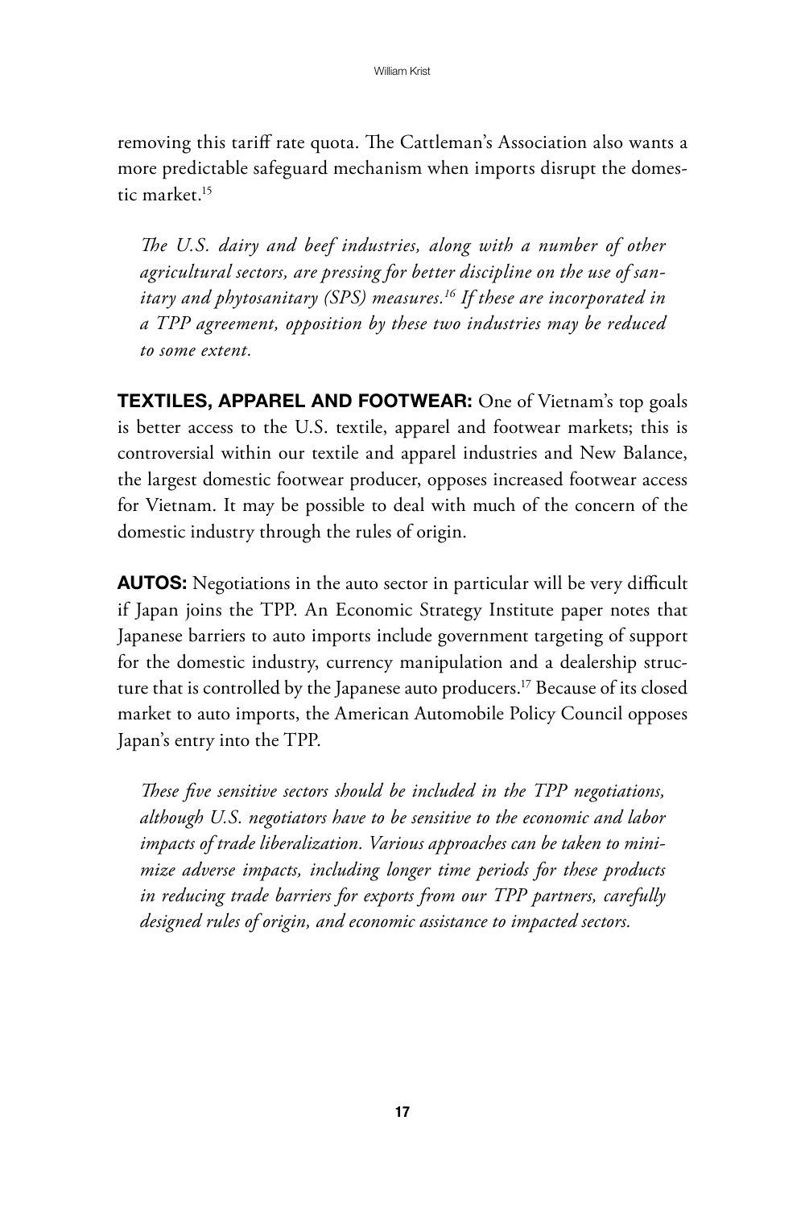removing this tariff rate quota. The Cattleman's Association also wants a more predictable safeguard mechanism when imports disrupt the domestic market.[15]

*The U.S. dairy and beef industries, along with a number of other agricultural sectors, are pressing for better discipline on the use of sanitary and phytosanitary (SPS) measures.[16] If these are incorporated in a TPP agreement, opposition by these two industries may be reduced to some extent.*

**TEXTILES, APPAREL AND FOOTWEAR:** One of Vietnam's top goals is better access to the U.S. textile, apparel and footwear markets; this is controversial within our textile and apparel industries and New Balance, the largest domestic footwear producer, opposes increased footwear access for Vietnam. It may be possible to deal with much of the concern of the domestic industry through the rules of origin.

**AUTOS:** Negotiations in the auto sector in particular will be very difficult if Japan joins the TPP. An Economic Strategy Institute paper notes that Japanese barriers to auto imports include government targeting of support for the domestic industry, currency manipulation and a dealership structure that is controlled by the Japanese auto producers.[17] Because of its closed market to auto imports, the American Automobile Policy Council opposes Japan's entry into the TPP.

*These five sensitive sectors should be included in the TPP negotiations, although U.S. negotiators have to be sensitive to the economic and labor impacts of trade liberalization. Various approaches can be taken to minimize adverse impacts, including longer time periods for these products in reducing trade barriers for exports from our TPP partners, carefully designed rules of origin, and economic assistance to impacted sectors.*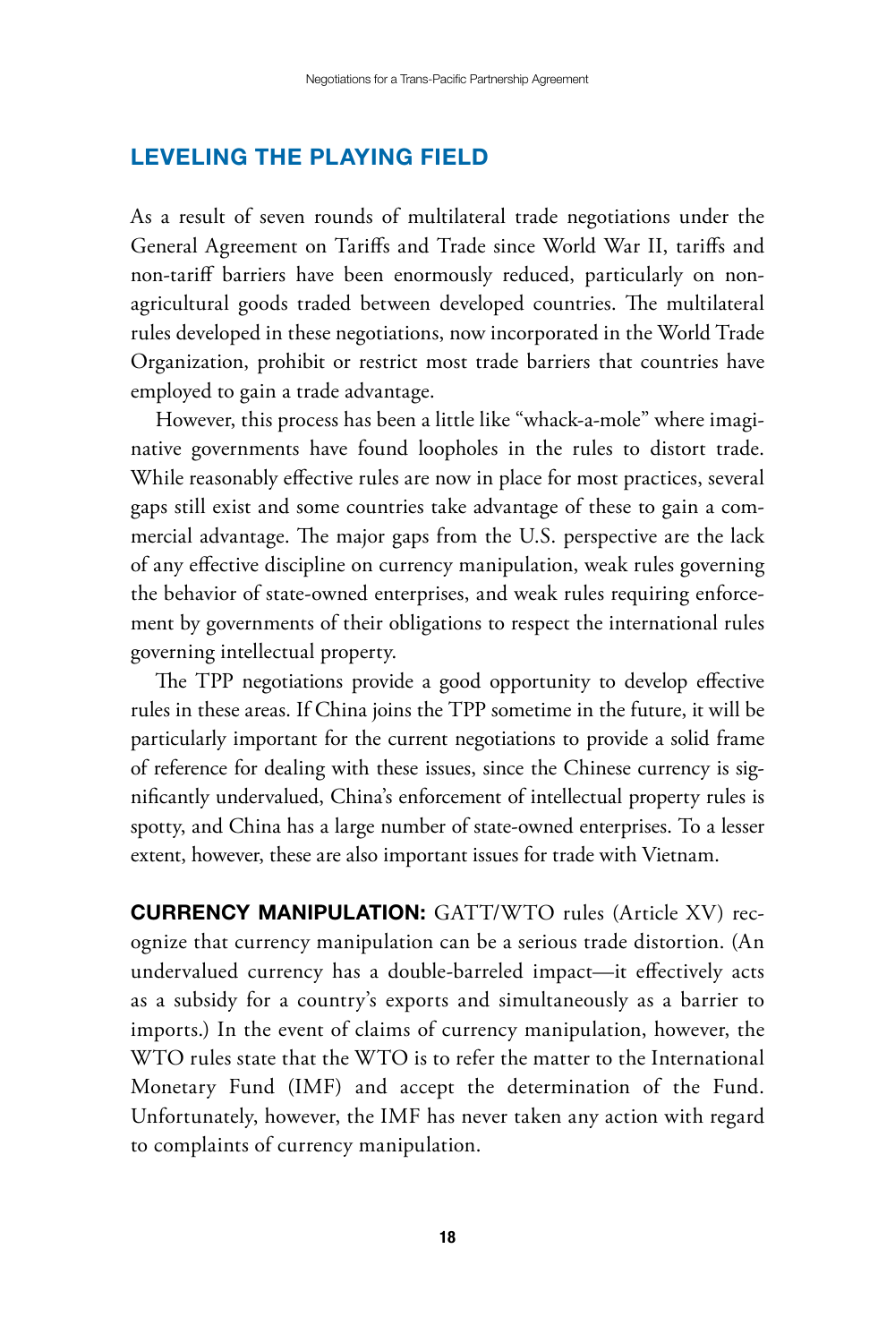## LEVELING THE PLAYING FIELD

As a result of seven rounds of multilateral trade negotiations under the General Agreement on Tariffs and Trade since World War II, tariffs and non-tariff barriers have been enormously reduced, particularly on non-agricultural goods traded between developed countries. The multilateral rules developed in these negotiations, now incorporated in the World Trade Organization, prohibit or restrict most trade barriers that countries have employed to gain a trade advantage.

However, this process has been a little like "whack-a-mole" where imaginative governments have found loopholes in the rules to distort trade. While reasonably effective rules are now in place for most practices, several gaps still exist and some countries take advantage of these to gain a commercial advantage. The major gaps from the U.S. perspective are the lack of any effective discipline on currency manipulation, weak rules governing the behavior of state-owned enterprises, and weak rules requiring enforcement by governments of their obligations to respect the international rules governing intellectual property.

The TPP negotiations provide a good opportunity to develop effective rules in these areas. If China joins the TPP sometime in the future, it will be particularly important for the current negotiations to provide a solid frame of reference for dealing with these issues, since the Chinese currency is significantly undervalued, China's enforcement of intellectual property rules is spotty, and China has a large number of state-owned enterprises. To a lesser extent, however, these are also important issues for trade with Vietnam.

**CURRENCY MANIPULATION:** GATT/WTO rules (Article XV) recognize that currency manipulation can be a serious trade distortion. (An undervalued currency has a double-barreled impact—it effectively acts as a subsidy for a country's exports and simultaneously as a barrier to imports.) In the event of claims of currency manipulation, however, the WTO rules state that the WTO is to refer the matter to the International Monetary Fund (IMF) and accept the determination of the Fund. Unfortunately, however, the IMF has never taken any action with regard to complaints of currency manipulation.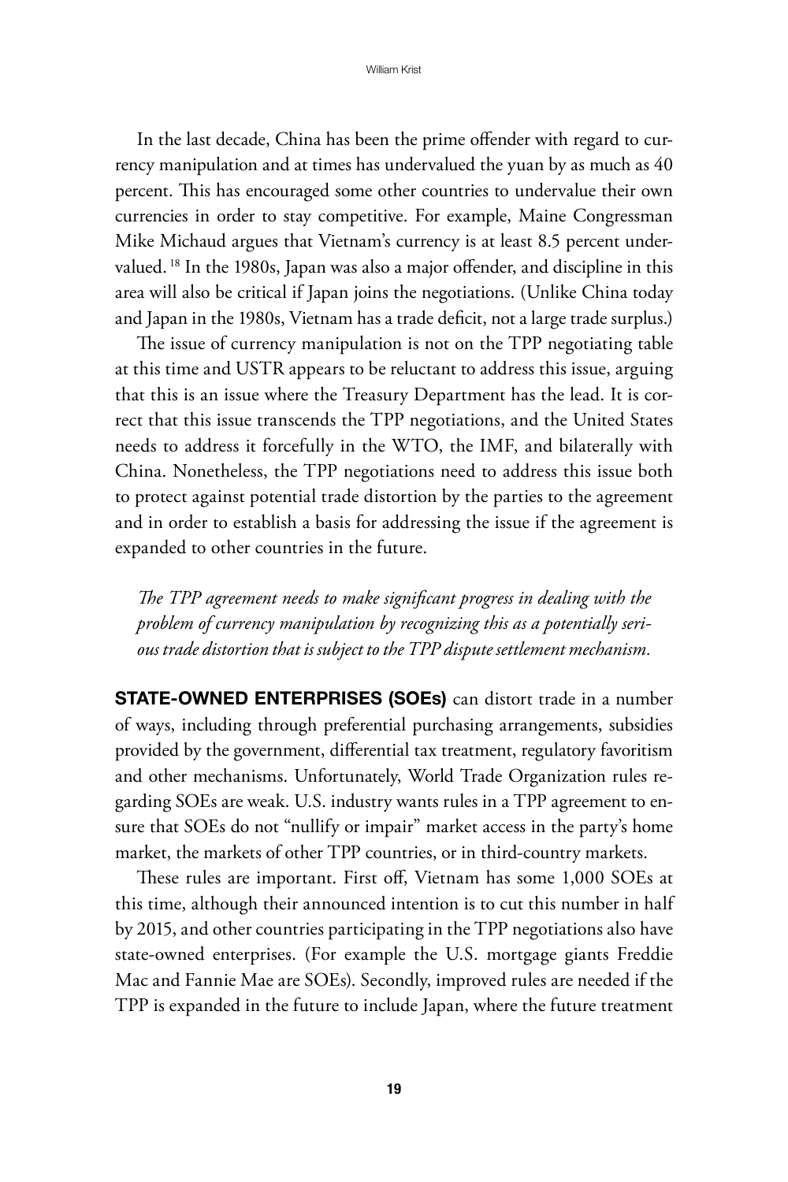In the last decade, China has been the prime offender with regard to currency manipulation and at times has undervalued the yuan by as much as 40 percent. This has encouraged some other countries to undervalue their own currencies in order to stay competitive. For example, Maine Congressman Mike Michaud argues that Vietnam's currency is at least 8.5 percent undervalued. [18] In the 1980s, Japan was also a major offender, and discipline in this area will also be critical if Japan joins the negotiations. (Unlike China today and Japan in the 1980s, Vietnam has a trade deficit, not a large trade surplus.)

The issue of currency manipulation is not on the TPP negotiating table at this time and USTR appears to be reluctant to address this issue, arguing that this is an issue where the Treasury Department has the lead. It is correct that this issue transcends the TPP negotiations, and the United States needs to address it forcefully in the WTO, the IMF, and bilaterally with China. Nonetheless, the TPP negotiations need to address this issue both to protect against potential trade distortion by the parties to the agreement and in order to establish a basis for addressing the issue if the agreement is expanded to other countries in the future.

*The TPP agreement needs to make significant progress in dealing with the problem of currency manipulation by recognizing this as a potentially serious trade distortion that is subject to the TPP dispute settlement mechanism.*

**STATE-OWNED ENTERPRISES (SOEs)** can distort trade in a number of ways, including through preferential purchasing arrangements, subsidies provided by the government, differential tax treatment, regulatory favoritism and other mechanisms. Unfortunately, World Trade Organization rules regarding SOEs are weak. U.S. industry wants rules in a TPP agreement to ensure that SOEs do not "nullify or impair" market access in the party's home market, the markets of other TPP countries, or in third-country markets.

These rules are important. First off, Vietnam has some 1,000 SOEs at this time, although their announced intention is to cut this number in half by 2015, and other countries participating in the TPP negotiations also have state-owned enterprises. (For example the U.S. mortgage giants Freddie Mac and Fannie Mae are SOEs). Secondly, improved rules are needed if the TPP is expanded in the future to include Japan, where the future treatment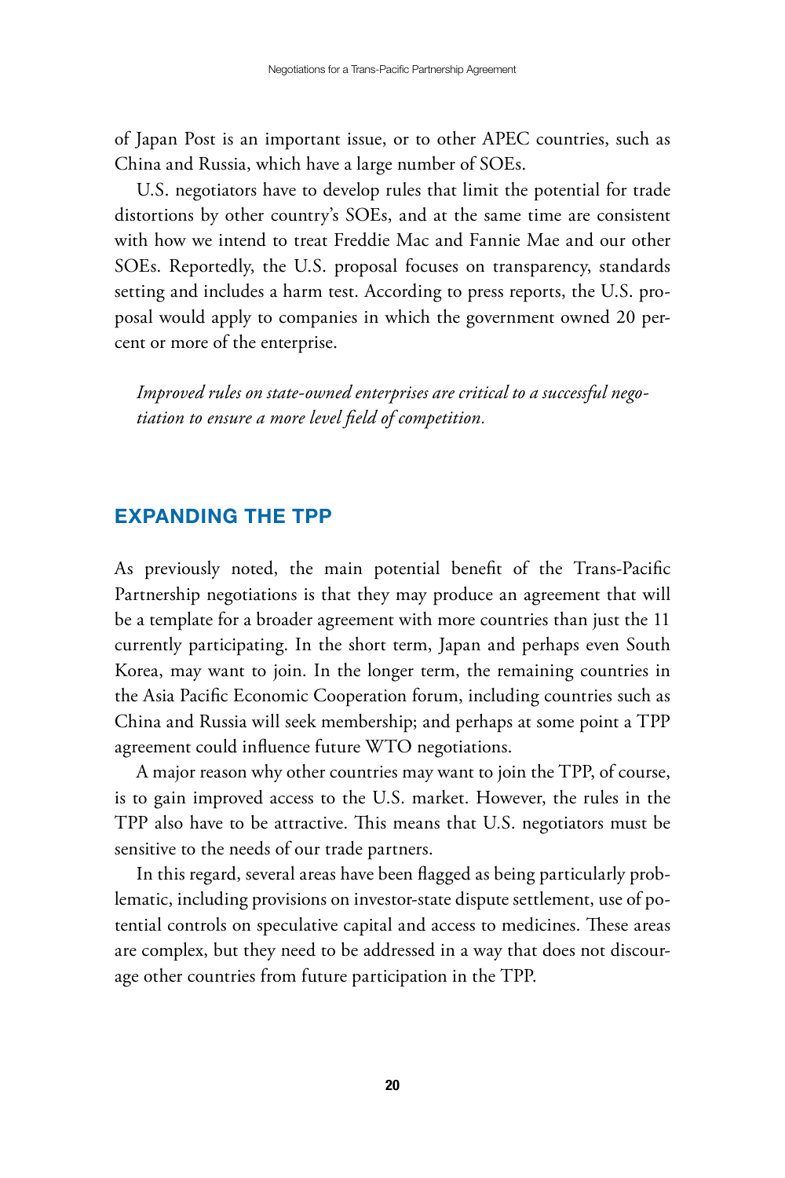of Japan Post is an important issue, or to other APEC countries, such as China and Russia, which have a large number of SOEs.

U.S. negotiators have to develop rules that limit the potential for trade distortions by other country's SOEs, and at the same time are consistent with how we intend to treat Freddie Mac and Fannie Mae and our other SOEs. Reportedly, the U.S. proposal focuses on transparency, standards setting and includes a harm test. According to press reports, the U.S. proposal would apply to companies in which the government owned 20 percent or more of the enterprise.

*Improved rules on state-owned enterprises are critical to a successful negotiation to ensure a more level field of competition.*

## EXPANDING THE TPP

As previously noted, the main potential benefit of the Trans-Pacific Partnership negotiations is that they may produce an agreement that will be a template for a broader agreement with more countries than just the 11 currently participating. In the short term, Japan and perhaps even South Korea, may want to join. In the longer term, the remaining countries in the Asia Pacific Economic Cooperation forum, including countries such as China and Russia will seek membership; and perhaps at some point a TPP agreement could influence future WTO negotiations.

A major reason why other countries may want to join the TPP, of course, is to gain improved access to the U.S. market. However, the rules in the TPP also have to be attractive. This means that U.S. negotiators must be sensitive to the needs of our trade partners.

In this regard, several areas have been flagged as being particularly problematic, including provisions on investor-state dispute settlement, use of potential controls on speculative capital and access to medicines. These areas are complex, but they need to be addressed in a way that does not discourage other countries from future participation in the TPP.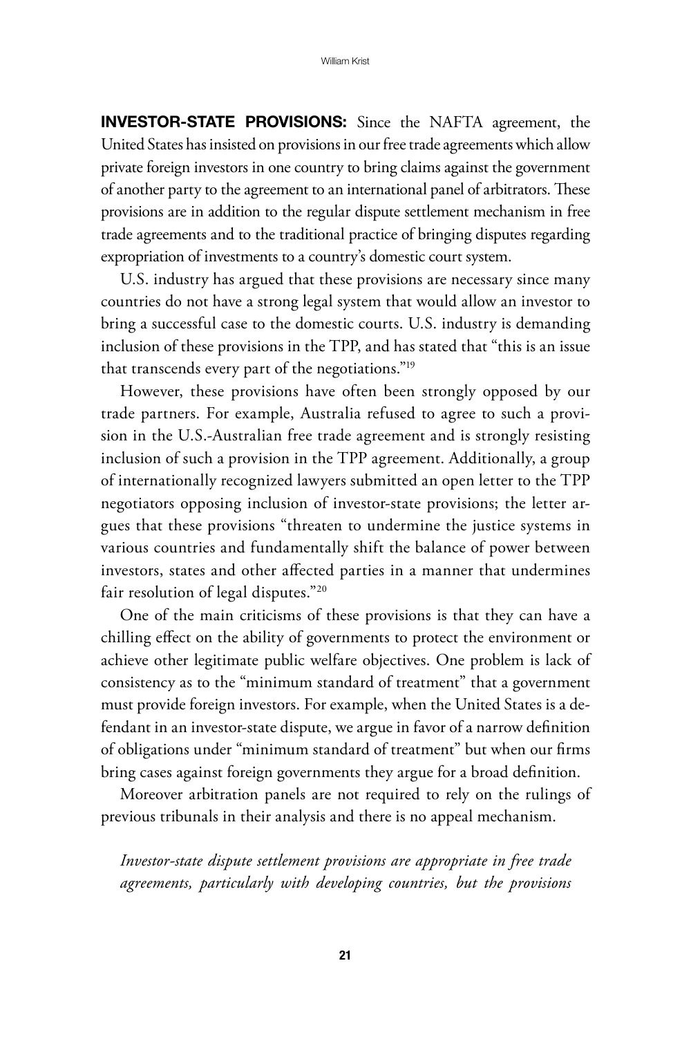**INVESTOR-STATE PROVISIONS:** Since the NAFTA agreement, the United States has insisted on provisions in our free trade agreements which allow private foreign investors in one country to bring claims against the government of another party to the agreement to an international panel of arbitrators. These provisions are in addition to the regular dispute settlement mechanism in free trade agreements and to the traditional practice of bringing disputes regarding expropriation of investments to a country's domestic court system.

U.S. industry has argued that these provisions are necessary since many countries do not have a strong legal system that would allow an investor to bring a successful case to the domestic courts. U.S. industry is demanding inclusion of these provisions in the TPP, and has stated that "this is an issue that transcends every part of the negotiations."[19]

However, these provisions have often been strongly opposed by our trade partners. For example, Australia refused to agree to such a provision in the U.S.-Australian free trade agreement and is strongly resisting inclusion of such a provision in the TPP agreement. Additionally, a group of internationally recognized lawyers submitted an open letter to the TPP negotiators opposing inclusion of investor-state provisions; the letter argues that these provisions "threaten to undermine the justice systems in various countries and fundamentally shift the balance of power between investors, states and other affected parties in a manner that undermines fair resolution of legal disputes."[20]

One of the main criticisms of these provisions is that they can have a chilling effect on the ability of governments to protect the environment or achieve other legitimate public welfare objectives. One problem is lack of consistency as to the "minimum standard of treatment" that a government must provide foreign investors. For example, when the United States is a defendant in an investor-state dispute, we argue in favor of a narrow definition of obligations under "minimum standard of treatment" but when our firms bring cases against foreign governments they argue for a broad definition.

Moreover arbitration panels are not required to rely on the rulings of previous tribunals in their analysis and there is no appeal mechanism.

*Investor-state dispute settlement provisions are appropriate in free trade agreements, particularly with developing countries, but the provisions*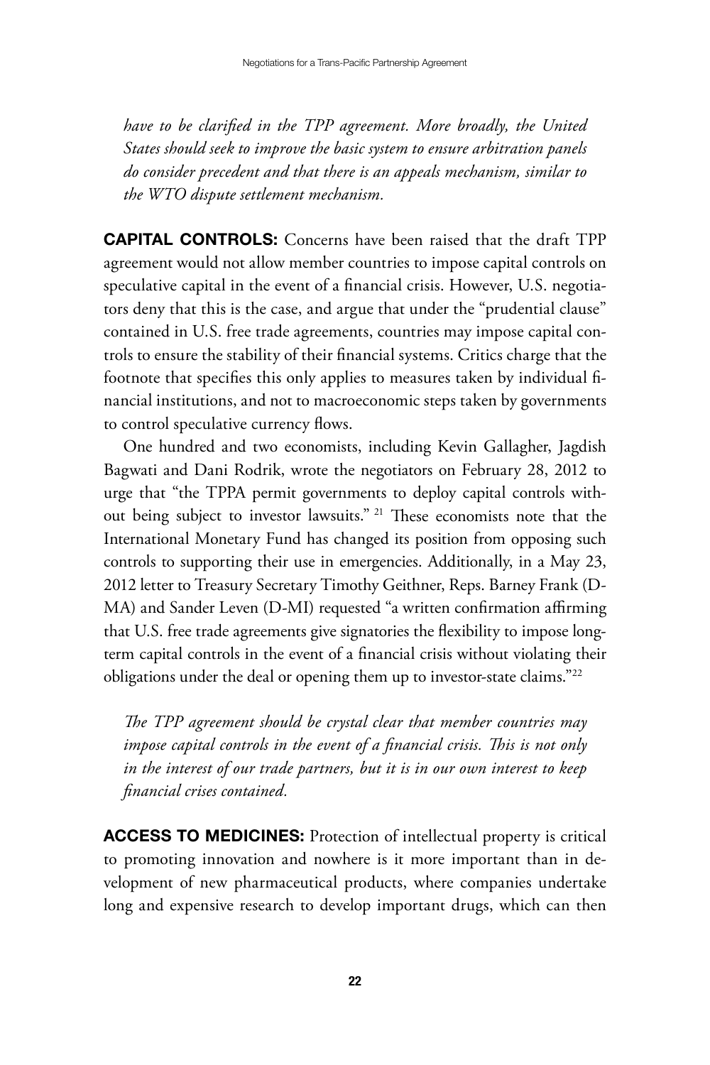*have to be clarified in the TPP agreement. More broadly, the United States should seek to improve the basic system to ensure arbitration panels do consider precedent and that there is an appeals mechanism, similar to the WTO dispute settlement mechanism.*

**CAPITAL CONTROLS:** Concerns have been raised that the draft TPP agreement would not allow member countries to impose capital controls on speculative capital in the event of a financial crisis. However, U.S. negotiators deny that this is the case, and argue that under the "prudential clause" contained in U.S. free trade agreements, countries may impose capital controls to ensure the stability of their financial systems. Critics charge that the footnote that specifies this only applies to measures taken by individual financial institutions, and not to macroeconomic steps taken by governments to control speculative currency flows.

One hundred and two economists, including Kevin Gallagher, Jagdish Bagwati and Dani Rodrik, wrote the negotiators on February 28, 2012 to urge that "the TPPA permit governments to deploy capital controls without being subject to investor lawsuits." [21] These economists note that the International Monetary Fund has changed its position from opposing such controls to supporting their use in emergencies. Additionally, in a May 23, 2012 letter to Treasury Secretary Timothy Geithner, Reps. Barney Frank (D-MA) and Sander Leven (D-MI) requested "a written confirmation affirming that U.S. free trade agreements give signatories the flexibility to impose long-term capital controls in the event of a financial crisis without violating their obligations under the deal or opening them up to investor-state claims."[22]

*The TPP agreement should be crystal clear that member countries may impose capital controls in the event of a financial crisis. This is not only in the interest of our trade partners, but it is in our own interest to keep financial crises contained.*

**ACCESS TO MEDICINES:** Protection of intellectual property is critical to promoting innovation and nowhere is it more important than in development of new pharmaceutical products, where companies undertake long and expensive research to develop important drugs, which can then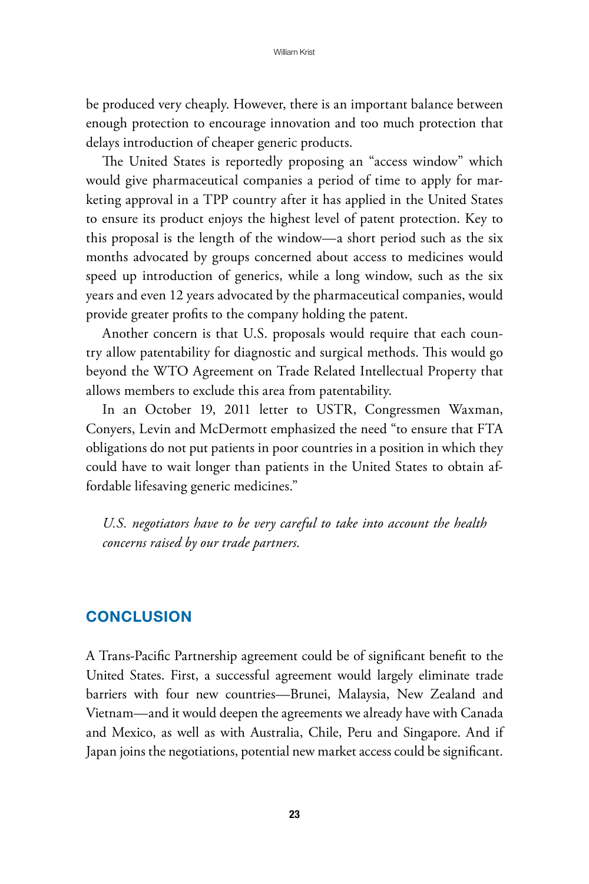be produced very cheaply. However, there is an important balance between enough protection to encourage innovation and too much protection that delays introduction of cheaper generic products.

The United States is reportedly proposing an "access window" which would give pharmaceutical companies a period of time to apply for marketing approval in a TPP country after it has applied in the United States to ensure its product enjoys the highest level of patent protection. Key to this proposal is the length of the window—a short period such as the six months advocated by groups concerned about access to medicines would speed up introduction of generics, while a long window, such as the six years and even 12 years advocated by the pharmaceutical companies, would provide greater profits to the company holding the patent.

Another concern is that U.S. proposals would require that each country allow patentability for diagnostic and surgical methods. This would go beyond the WTO Agreement on Trade Related Intellectual Property that allows members to exclude this area from patentability.

In an October 19, 2011 letter to USTR, Congressmen Waxman, Conyers, Levin and McDermott emphasized the need "to ensure that FTA obligations do not put patients in poor countries in a position in which they could have to wait longer than patients in the United States to obtain affordable lifesaving generic medicines."

*U.S. negotiators have to be very careful to take into account the health concerns raised by our trade partners.*

## CONCLUSION

A Trans-Pacific Partnership agreement could be of significant benefit to the United States. First, a successful agreement would largely eliminate trade barriers with four new countries—Brunei, Malaysia, New Zealand and Vietnam—and it would deepen the agreements we already have with Canada and Mexico, as well as with Australia, Chile, Peru and Singapore. And if Japan joins the negotiations, potential new market access could be significant.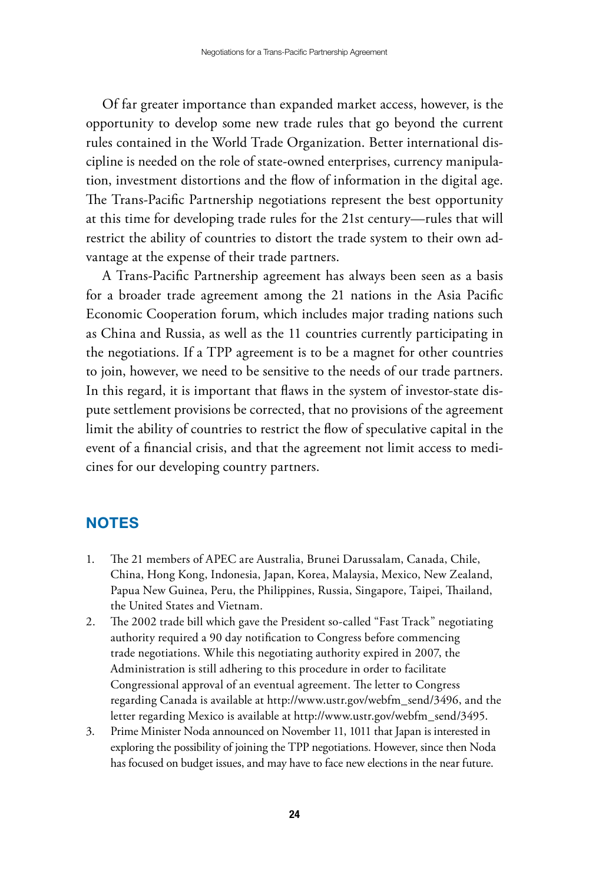Of far greater importance than expanded market access, however, is the opportunity to develop some new trade rules that go beyond the current rules contained in the World Trade Organization. Better international discipline is needed on the role of state-owned enterprises, currency manipulation, investment distortions and the flow of information in the digital age. The Trans-Pacific Partnership negotiations represent the best opportunity at this time for developing trade rules for the 21st century—rules that will restrict the ability of countries to distort the trade system to their own advantage at the expense of their trade partners.

A Trans-Pacific Partnership agreement has always been seen as a basis for a broader trade agreement among the 21 nations in the Asia Pacific Economic Cooperation forum, which includes major trading nations such as China and Russia, as well as the 11 countries currently participating in the negotiations. If a TPP agreement is to be a magnet for other countries to join, however, we need to be sensitive to the needs of our trade partners. In this regard, it is important that flaws in the system of investor-state dispute settlement provisions be corrected, that no provisions of the agreement limit the ability of countries to restrict the flow of speculative capital in the event of a financial crisis, and that the agreement not limit access to medicines for our developing country partners.

## NOTES

1. The 21 members of APEC are Australia, Brunei Darussalam, Canada, Chile, China, Hong Kong, Indonesia, Japan, Korea, Malaysia, Mexico, New Zealand, Papua New Guinea, Peru, the Philippines, Russia, Singapore, Taipei, Thailand, the United States and Vietnam.
2. The 2002 trade bill which gave the President so-called "Fast Track" negotiating authority required a 90 day notification to Congress before commencing trade negotiations. While this negotiating authority expired in 2007, the Administration is still adhering to this procedure in order to facilitate Congressional approval of an eventual agreement. The letter to Congress regarding Canada is available at http://www.ustr.gov/webfm_send/3496, and the letter regarding Mexico is available at http://www.ustr.gov/webfm_send/3495.
3. Prime Minister Noda announced on November 11, 1011 that Japan is interested in exploring the possibility of joining the TPP negotiations. However, since then Noda has focused on budget issues, and may have to face new elections in the near future.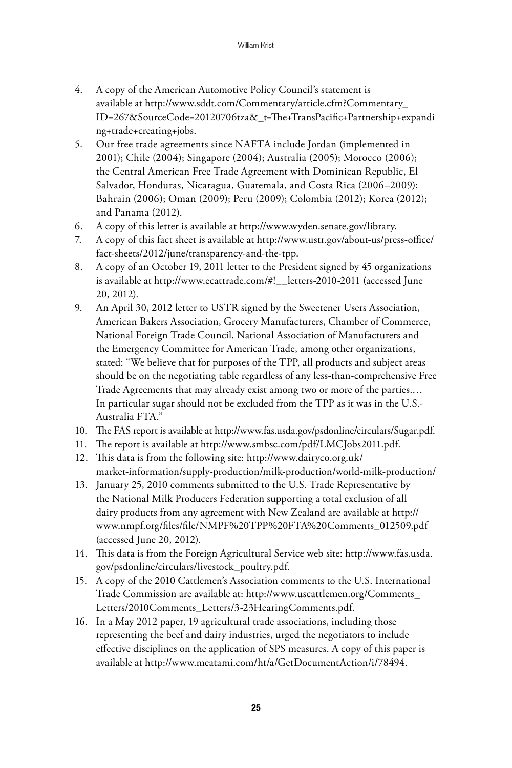4. A copy of the American Automotive Policy Council's statement is available at http://www.sddt.com/Commentary/article.cfm?Commentary_ID=267&SourceCode=20120706tza&_t=The+TransPacific+Partnership+expanding+trade+creating+jobs.
5. Our free trade agreements since NAFTA include Jordan (implemented in 2001); Chile (2004); Singapore (2004); Australia (2005); Morocco (2006); the Central American Free Trade Agreement with Dominican Republic, El Salvador, Honduras, Nicaragua, Guatemala, and Costa Rica (2006–2009); Bahrain (2006); Oman (2009); Peru (2009); Colombia (2012); Korea (2012); and Panama (2012).
6. A copy of this letter is available at http://www.wyden.senate.gov/library.
7. A copy of this fact sheet is available at http://www.ustr.gov/about-us/press-office/fact-sheets/2012/june/transparency-and-the-tpp.
8. A copy of an October 19, 2011 letter to the President signed by 45 organizations is available at http://www.ecattrade.com/#!__letters-2010-2011 (accessed June 20, 2012).
9. An April 30, 2012 letter to USTR signed by the Sweetener Users Association, American Bakers Association, Grocery Manufacturers, Chamber of Commerce, National Foreign Trade Council, National Association of Manufacturers and the Emergency Committee for American Trade, among other organizations, stated: "We believe that for purposes of the TPP, all products and subject areas should be on the negotiating table regardless of any less-than-comprehensive Free Trade Agreements that may already exist among two or more of the parties.… In particular sugar should not be excluded from the TPP as it was in the U.S.-Australia FTA."
10. The FAS report is available at http://www.fas.usda.gov/psdonline/circulars/Sugar.pdf.
11. The report is available at http://www.smbsc.com/pdf/LMCJobs2011.pdf.
12. This data is from the following site: http://www.dairyco.org.uk/market-information/supply-production/milk-production/world-milk-production/
13. January 25, 2010 comments submitted to the U.S. Trade Representative by the National Milk Producers Federation supporting a total exclusion of all dairy products from any agreement with New Zealand are available at http://www.nmpf.org/files/file/NMPF%20TPP%20FTA%20Comments_012509.pdf (accessed June 20, 2012).
14. This data is from the Foreign Agricultural Service web site: http://www.fas.usda.gov/psdonline/circulars/livestock_poultry.pdf.
15. A copy of the 2010 Cattlemen's Association comments to the U.S. International Trade Commission are available at: http://www.uscattlemen.org/Comments_Letters/2010Comments_Letters/3-23HearingComments.pdf.
16. In a May 2012 paper, 19 agricultural trade associations, including those representing the beef and dairy industries, urged the negotiators to include effective disciplines on the application of SPS measures. A copy of this paper is available at http://www.meatami.com/ht/a/GetDocumentAction/i/78494.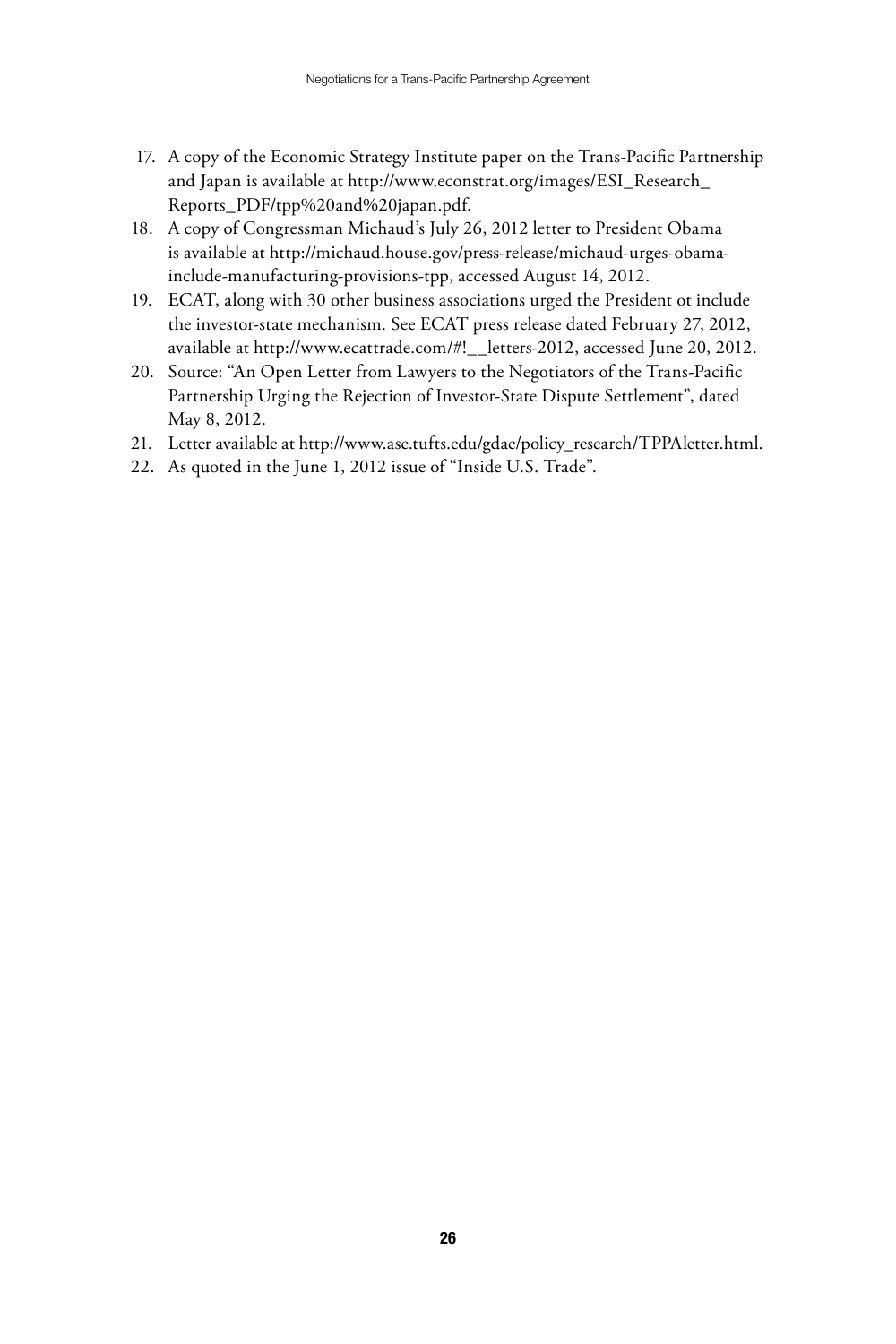17. A copy of the Economic Strategy Institute paper on the Trans-Pacific Partnership and Japan is available at http://www.econstrat.org/images/ESI_Research_Reports_PDF/tpp%20and%20japan.pdf.
18. A copy of Congressman Michaud's July 26, 2012 letter to President Obama is available at http://michaud.house.gov/press-release/michaud-urges-obama-include-manufacturing-provisions-tpp, accessed August 14, 2012.
19. ECAT, along with 30 other business associations urged the President ot include the investor-state mechanism. See ECAT press release dated February 27, 2012, available at http://www.ecattrade.com/#!__letters-2012, accessed June 20, 2012.
20. Source: "An Open Letter from Lawyers to the Negotiators of the Trans-Pacific Partnership Urging the Rejection of Investor-State Dispute Settlement", dated May 8, 2012.
21. Letter available at http://www.ase.tufts.edu/gdae/policy_research/TPPAletter.html.
22. As quoted in the June 1, 2012 issue of "Inside U.S. Trade".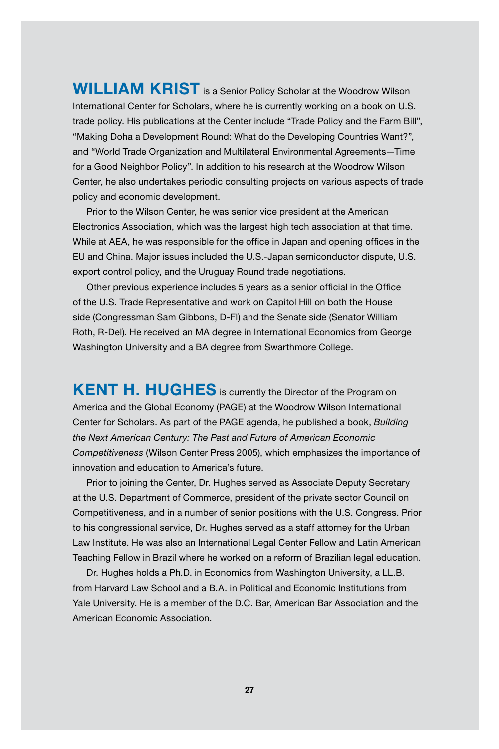**WILLIAM KRIST** is a Senior Policy Scholar at the Woodrow Wilson International Center for Scholars, where he is currently working on a book on U.S. trade policy. His publications at the Center include "Trade Policy and the Farm Bill", "Making Doha a Development Round: What do the Developing Countries Want?", and "World Trade Organization and Multilateral Environmental Agreements—Time for a Good Neighbor Policy". In addition to his research at the Woodrow Wilson Center, he also undertakes periodic consulting projects on various aspects of trade policy and economic development.

Prior to the Wilson Center, he was senior vice president at the American Electronics Association, which was the largest high tech association at that time. While at AEA, he was responsible for the office in Japan and opening offices in the EU and China. Major issues included the U.S.-Japan semiconductor dispute, U.S. export control policy, and the Uruguay Round trade negotiations.

Other previous experience includes 5 years as a senior official in the Office of the U.S. Trade Representative and work on Capitol Hill on both the House side (Congressman Sam Gibbons, D-Fl) and the Senate side (Senator William Roth, R-Del). He received an MA degree in International Economics from George Washington University and a BA degree from Swarthmore College.

**KENT H. HUGHES** is currently the Director of the Program on America and the Global Economy (PAGE) at the Woodrow Wilson International Center for Scholars. As part of the PAGE agenda, he published a book, *Building the Next American Century: The Past and Future of American Economic Competitiveness* (Wilson Center Press 2005), which emphasizes the importance of innovation and education to America's future.

Prior to joining the Center, Dr. Hughes served as Associate Deputy Secretary at the U.S. Department of Commerce, president of the private sector Council on Competitiveness, and in a number of senior positions with the U.S. Congress. Prior to his congressional service, Dr. Hughes served as a staff attorney for the Urban Law Institute. He was also an International Legal Center Fellow and Latin American Teaching Fellow in Brazil where he worked on a reform of Brazilian legal education.

Dr. Hughes holds a Ph.D. in Economics from Washington University, a LL.B. from Harvard Law School and a B.A. in Political and Economic Institutions from Yale University. He is a member of the D.C. Bar, American Bar Association and the American Economic Association.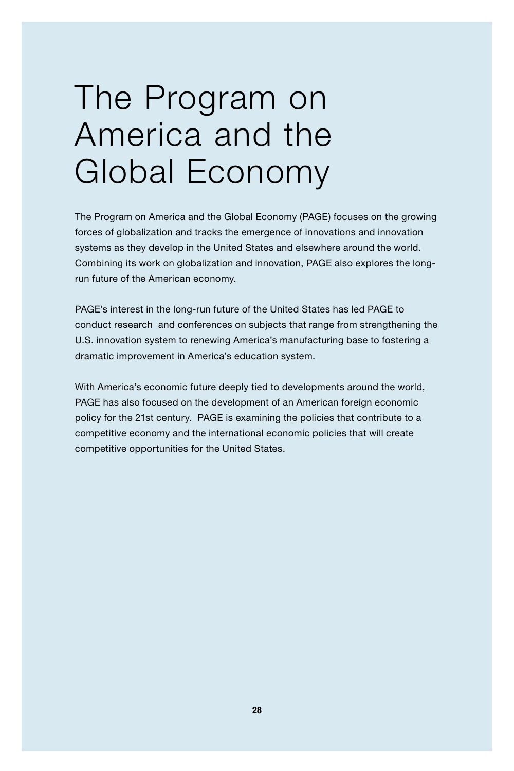# The Program on America and the Global Economy

The Program on America and the Global Economy (PAGE) focuses on the growing forces of globalization and tracks the emergence of innovations and innovation systems as they develop in the United States and elsewhere around the world. Combining its work on globalization and innovation, PAGE also explores the long-run future of the American economy.

PAGE's interest in the long-run future of the United States has led PAGE to conduct research and conferences on subjects that range from strengthening the U.S. innovation system to renewing America's manufacturing base to fostering a dramatic improvement in America's education system.

With America's economic future deeply tied to developments around the world, PAGE has also focused on the development of an American foreign economic policy for the 21st century. PAGE is examining the policies that contribute to a competitive economy and the international economic policies that will create competitive opportunities for the United States.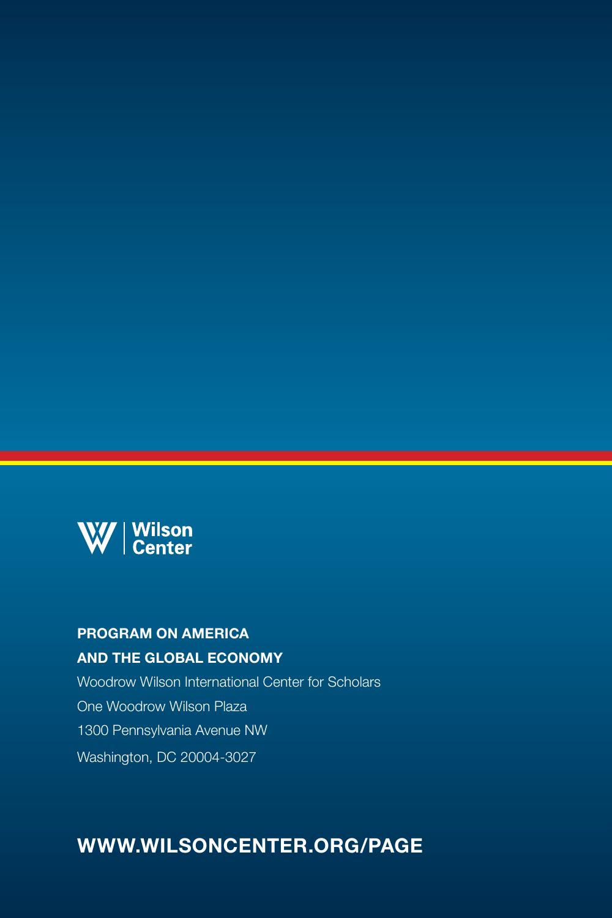Wilson Center

**PROGRAM ON AMERICA AND THE GLOBAL ECONOMY**

Woodrow Wilson International Center for Scholars
One Woodrow Wilson Plaza
1300 Pennsylvania Avenue NW
Washington, DC 20004-3027

**WWW.WILSONCENTER.ORG/PAGE**